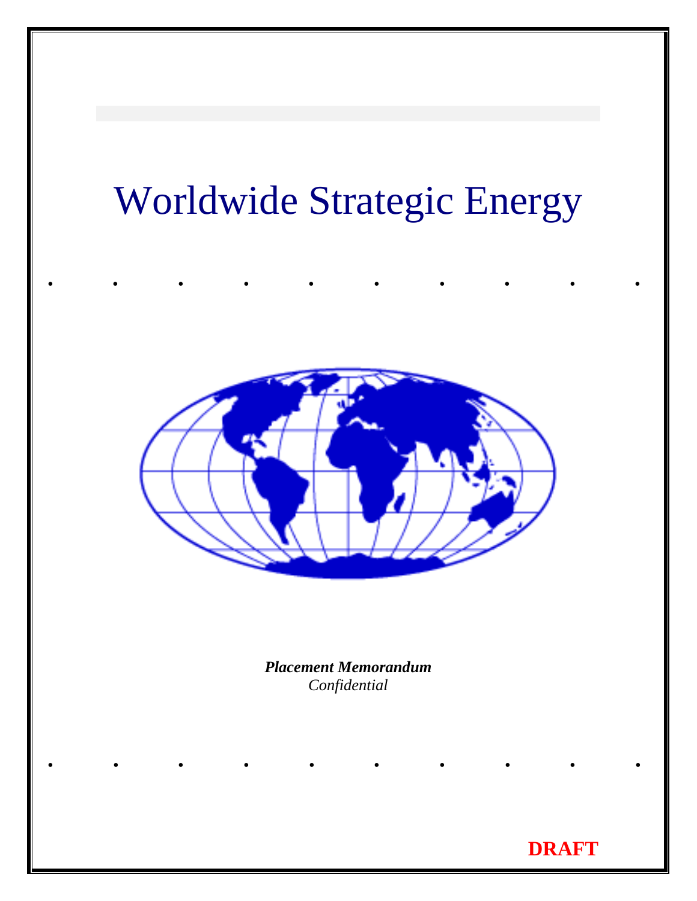# Worldwide Strategic Energy

***Placement Memorandum***
*Confidential*

**DRAFT**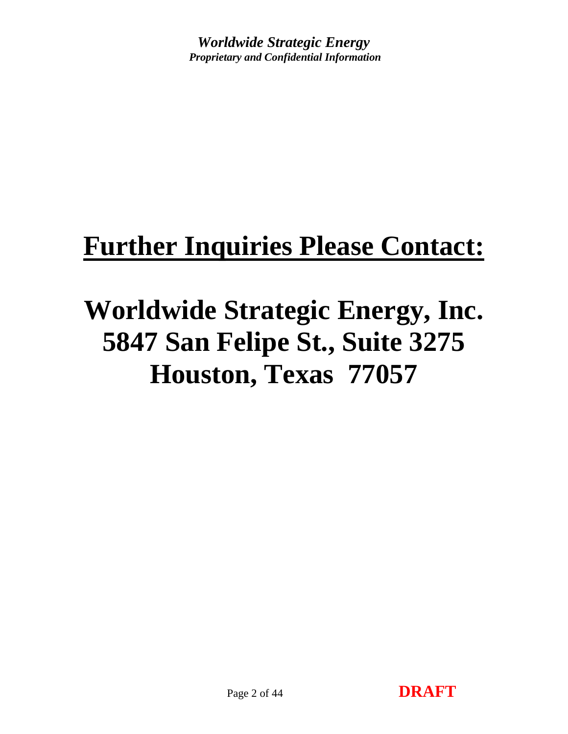# Further Inquiries Please Contact:

**Worldwide Strategic Energy, Inc.**
**5847 San Felipe St., Suite 3275**
**Houston, Texas 77057**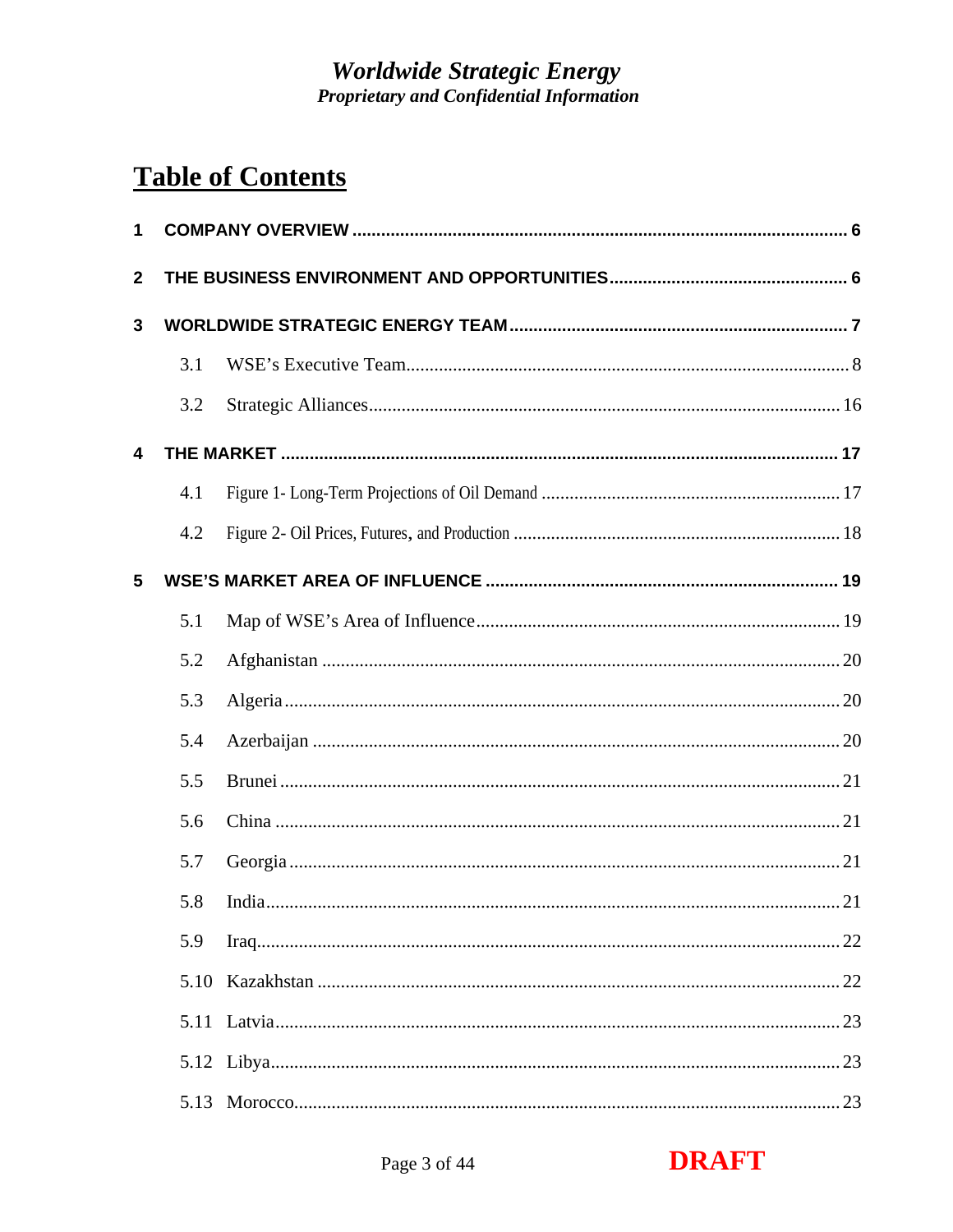# Table of Contents

**1 COMPANY OVERVIEW ........ 6**

**2 THE BUSINESS ENVIRONMENT AND OPPORTUNITIES ........ 6**

**3 WORLDWIDE STRATEGIC ENERGY TEAM ........ 7**

- 3.1 WSE's Executive Team ........ 8
- 3.2 Strategic Alliances ........ 16

**4 THE MARKET ........ 17**

- 4.1 Figure 1- Long-Term Projections of Oil Demand ........ 17
- 4.2 Figure 2- Oil Prices, Futures, and Production ........ 18

**5 WSE'S MARKET AREA OF INFLUENCE ........ 19**

- 5.1 Map of WSE's Area of Influence ........ 19
- 5.2 Afghanistan ........ 20
- 5.3 Algeria ........ 20
- 5.4 Azerbaijan ........ 20
- 5.5 Brunei ........ 21
- 5.6 China ........ 21
- 5.7 Georgia ........ 21
- 5.8 India ........ 21
- 5.9 Iraq ........ 22
- 5.10 Kazakhstan ........ 22
- 5.11 Latvia ........ 23
- 5.12 Libya ........ 23
- 5.13 Morocco ........ 23

**DRAFT**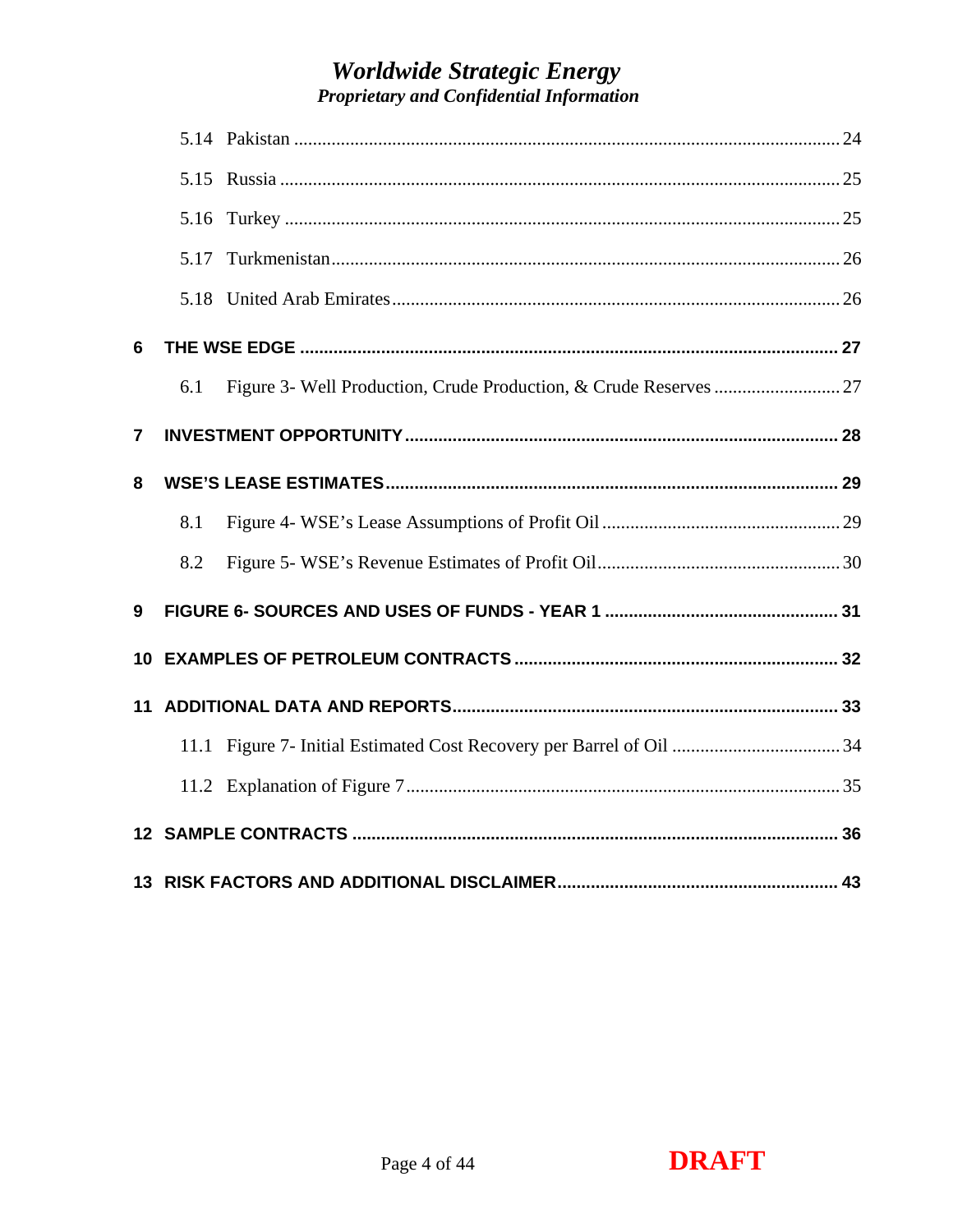5.14 Pakistan ..... 24

5.15 Russia ..... 25

5.16 Turkey ..... 25

5.17 Turkmenistan ..... 26

5.18 United Arab Emirates ..... 26

**6 THE WSE EDGE ..... 27**

6.1 Figure 3- Well Production, Crude Production, & Crude Reserves ..... 27

**7 INVESTMENT OPPORTUNITY ..... 28**

**8 WSE'S LEASE ESTIMATES ..... 29**

8.1 Figure 4- WSE's Lease Assumptions of Profit Oil ..... 29

8.2 Figure 5- WSE's Revenue Estimates of Profit Oil ..... 30

**9 FIGURE 6- SOURCES AND USES OF FUNDS - YEAR 1 ..... 31**

**10 EXAMPLES OF PETROLEUM CONTRACTS ..... 32**

**11 ADDITIONAL DATA AND REPORTS ..... 33**

11.1 Figure 7- Initial Estimated Cost Recovery per Barrel of Oil ..... 34

11.2 Explanation of Figure 7 ..... 35

**12 SAMPLE CONTRACTS ..... 36**

**13 RISK FACTORS AND ADDITIONAL DISCLAIMER ..... 43**

DRAFT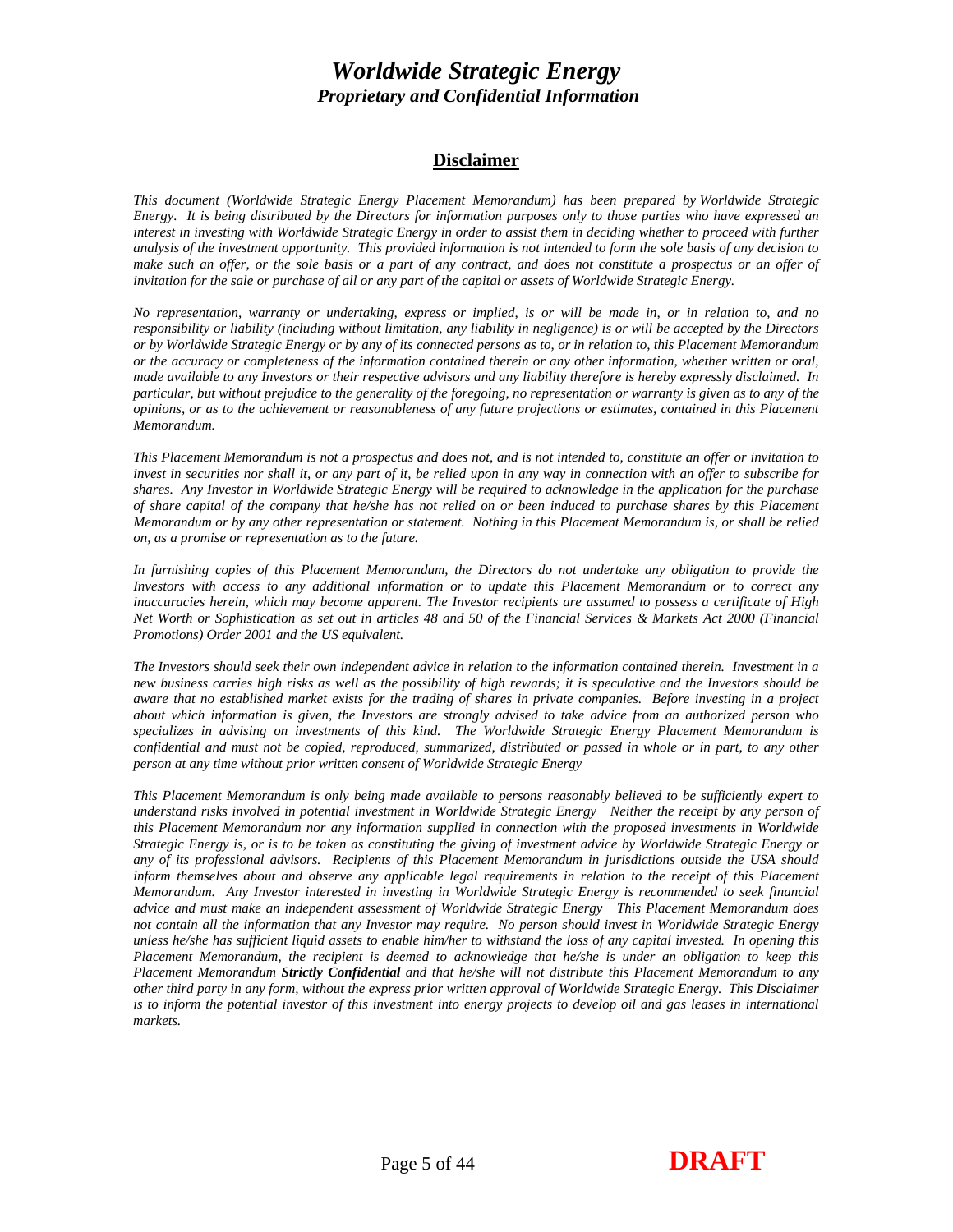# Disclaimer

*This document (Worldwide Strategic Energy Placement Memorandum) has been prepared by Worldwide Strategic Energy. It is being distributed by the Directors for information purposes only to those parties who have expressed an interest in investing with Worldwide Strategic Energy in order to assist them in deciding whether to proceed with further analysis of the investment opportunity. This provided information is not intended to form the sole basis of any decision to make such an offer, or the sole basis or a part of any contract, and does not constitute a prospectus or an offer of invitation for the sale or purchase of all or any part of the capital or assets of Worldwide Strategic Energy.*

*No representation, warranty or undertaking, express or implied, is or will be made in, or in relation to, and no responsibility or liability (including without limitation, any liability in negligence) is or will be accepted by the Directors or by Worldwide Strategic Energy or by any of its connected persons as to, or in relation to, this Placement Memorandum or the accuracy or completeness of the information contained therein or any other information, whether written or oral, made available to any Investors or their respective advisors and any liability therefore is hereby expressly disclaimed. In particular, but without prejudice to the generality of the foregoing, no representation or warranty is given as to any of the opinions, or as to the achievement or reasonableness of any future projections or estimates, contained in this Placement Memorandum.*

*This Placement Memorandum is not a prospectus and does not, and is not intended to, constitute an offer or invitation to invest in securities nor shall it, or any part of it, be relied upon in any way in connection with an offer to subscribe for shares. Any Investor in Worldwide Strategic Energy will be required to acknowledge in the application for the purchase of share capital of the company that he/she has not relied on or been induced to purchase shares by this Placement Memorandum or by any other representation or statement. Nothing in this Placement Memorandum is, or shall be relied on, as a promise or representation as to the future.*

*In furnishing copies of this Placement Memorandum, the Directors do not undertake any obligation to provide the Investors with access to any additional information or to update this Placement Memorandum or to correct any inaccuracies herein, which may become apparent. The Investor recipients are assumed to possess a certificate of High Net Worth or Sophistication as set out in articles 48 and 50 of the Financial Services & Markets Act 2000 (Financial Promotions) Order 2001 and the US equivalent.*

*The Investors should seek their own independent advice in relation to the information contained therein. Investment in a new business carries high risks as well as the possibility of high rewards; it is speculative and the Investors should be aware that no established market exists for the trading of shares in private companies. Before investing in a project about which information is given, the Investors are strongly advised to take advice from an authorized person who specializes in advising on investments of this kind. The Worldwide Strategic Energy Placement Memorandum is confidential and must not be copied, reproduced, summarized, distributed or passed in whole or in part, to any other person at any time without prior written consent of Worldwide Strategic Energy*

*This Placement Memorandum is only being made available to persons reasonably believed to be sufficiently expert to understand risks involved in potential investment in Worldwide Strategic Energy Neither the receipt by any person of this Placement Memorandum nor any information supplied in connection with the proposed investments in Worldwide Strategic Energy is, or is to be taken as constituting the giving of investment advice by Worldwide Strategic Energy or any of its professional advisors. Recipients of this Placement Memorandum in jurisdictions outside the USA should inform themselves about and observe any applicable legal requirements in relation to the receipt of this Placement Memorandum. Any Investor interested in investing in Worldwide Strategic Energy is recommended to seek financial advice and must make an independent assessment of Worldwide Strategic Energy This Placement Memorandum does not contain all the information that any Investor may require. No person should invest in Worldwide Strategic Energy unless he/she has sufficient liquid assets to enable him/her to withstand the loss of any capital invested. In opening this Placement Memorandum, the recipient is deemed to acknowledge that he/she is under an obligation to keep this Placement Memorandum **Strictly Confidential** and that he/she will not distribute this Placement Memorandum to any other third party in any form, without the express prior written approval of Worldwide Strategic Energy. This Disclaimer is to inform the potential investor of this investment into energy projects to develop oil and gas leases in international markets.*

**DRAFT**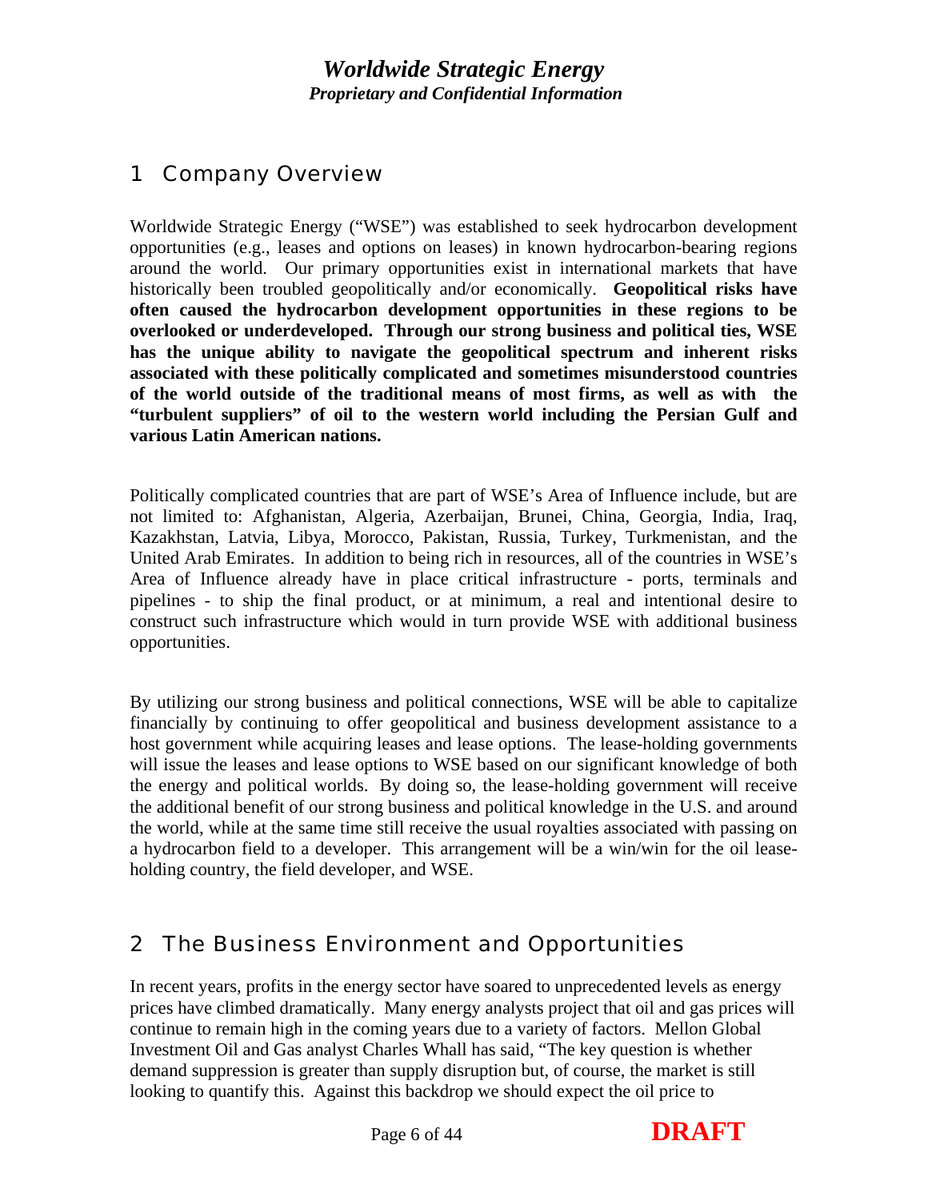## 1 Company Overview

Worldwide Strategic Energy ("WSE") was established to seek hydrocarbon development opportunities (e.g., leases and options on leases) in known hydrocarbon-bearing regions around the world. Our primary opportunities exist in international markets that have historically been troubled geopolitically and/or economically. **Geopolitical risks have often caused the hydrocarbon development opportunities in these regions to be overlooked or underdeveloped. Through our strong business and political ties, WSE has the unique ability to navigate the geopolitical spectrum and inherent risks associated with these politically complicated and sometimes misunderstood countries of the world outside of the traditional means of most firms, as well as with the "turbulent suppliers" of oil to the western world including the Persian Gulf and various Latin American nations.**

Politically complicated countries that are part of WSE's Area of Influence include, but are not limited to: Afghanistan, Algeria, Azerbaijan, Brunei, China, Georgia, India, Iraq, Kazakhstan, Latvia, Libya, Morocco, Pakistan, Russia, Turkey, Turkmenistan, and the United Arab Emirates. In addition to being rich in resources, all of the countries in WSE's Area of Influence already have in place critical infrastructure - ports, terminals and pipelines - to ship the final product, or at minimum, a real and intentional desire to construct such infrastructure which would in turn provide WSE with additional business opportunities.

By utilizing our strong business and political connections, WSE will be able to capitalize financially by continuing to offer geopolitical and business development assistance to a host government while acquiring leases and lease options. The lease-holding governments will issue the leases and lease options to WSE based on our significant knowledge of both the energy and political worlds. By doing so, the lease-holding government will receive the additional benefit of our strong business and political knowledge in the U.S. and around the world, while at the same time still receive the usual royalties associated with passing on a hydrocarbon field to a developer. This arrangement will be a win/win for the oil lease-holding country, the field developer, and WSE.

## 2 The Business Environment and Opportunities

In recent years, profits in the energy sector have soared to unprecedented levels as energy prices have climbed dramatically. Many energy analysts project that oil and gas prices will continue to remain high in the coming years due to a variety of factors. Mellon Global Investment Oil and Gas analyst Charles Whall has said, "The key question is whether demand suppression is greater than supply disruption but, of course, the market is still looking to quantify this. Against this backdrop we should expect the oil price to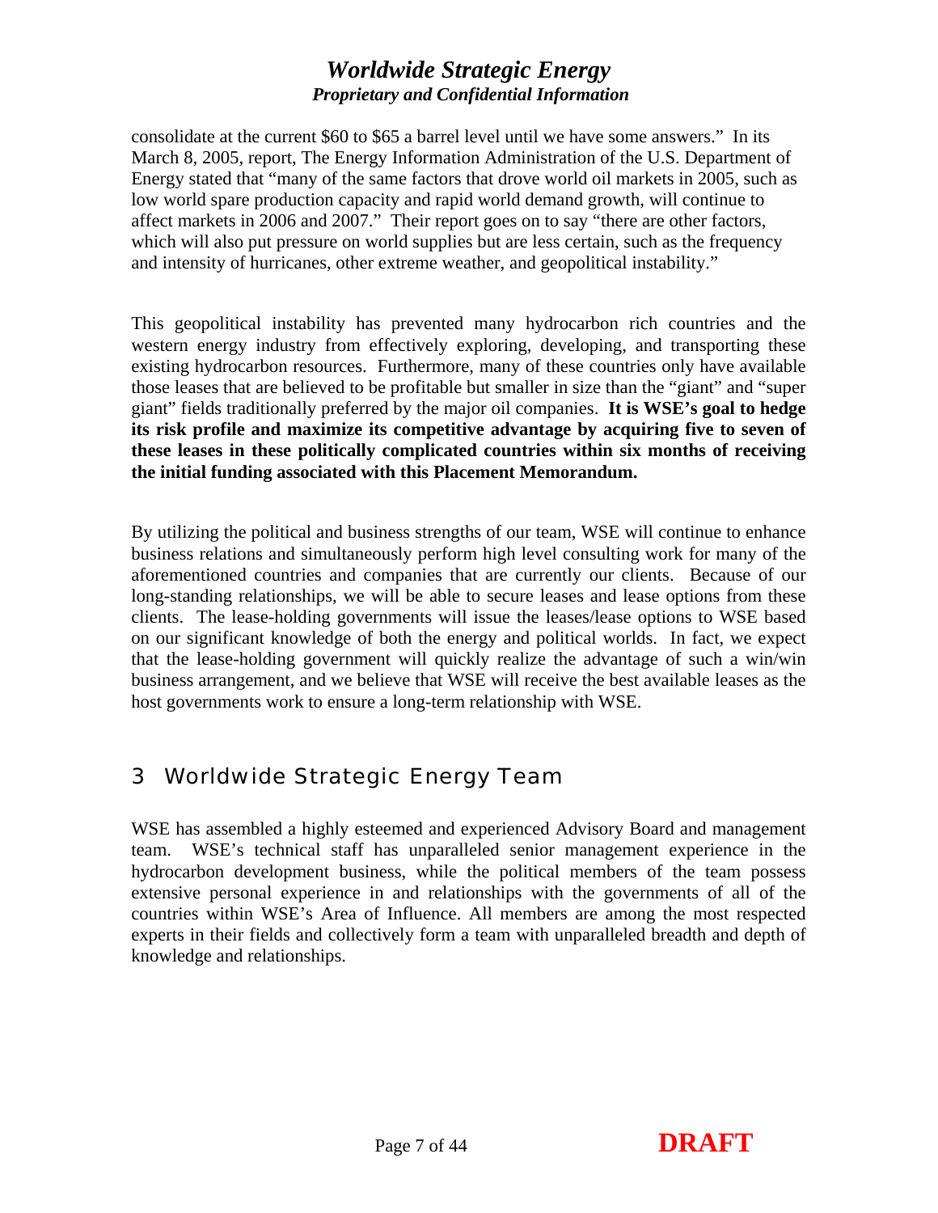consolidate at the current $60 to $65 a barrel level until we have some answers." In its March 8, 2005, report, The Energy Information Administration of the U.S. Department of Energy stated that "many of the same factors that drove world oil markets in 2005, such as low world spare production capacity and rapid world demand growth, will continue to affect markets in 2006 and 2007." Their report goes on to say "there are other factors, which will also put pressure on world supplies but are less certain, such as the frequency and intensity of hurricanes, other extreme weather, and geopolitical instability."

This geopolitical instability has prevented many hydrocarbon rich countries and the western energy industry from effectively exploring, developing, and transporting these existing hydrocarbon resources. Furthermore, many of these countries only have available those leases that are believed to be profitable but smaller in size than the "giant" and "super giant" fields traditionally preferred by the major oil companies. **It is WSE's goal to hedge its risk profile and maximize its competitive advantage by acquiring five to seven of these leases in these politically complicated countries within six months of receiving the initial funding associated with this Placement Memorandum.**

By utilizing the political and business strengths of our team, WSE will continue to enhance business relations and simultaneously perform high level consulting work for many of the aforementioned countries and companies that are currently our clients. Because of our long-standing relationships, we will be able to secure leases and lease options from these clients. The lease-holding governments will issue the leases/lease options to WSE based on our significant knowledge of both the energy and political worlds. In fact, we expect that the lease-holding government will quickly realize the advantage of such a win/win business arrangement, and we believe that WSE will receive the best available leases as the host governments work to ensure a long-term relationship with WSE.

# 3 Worldwide Strategic Energy Team

WSE has assembled a highly esteemed and experienced Advisory Board and management team. WSE's technical staff has unparalleled senior management experience in the hydrocarbon development business, while the political members of the team possess extensive personal experience in and relationships with the governments of all of the countries within WSE's Area of Influence. All members are among the most respected experts in their fields and collectively form a team with unparalleled breadth and depth of knowledge and relationships.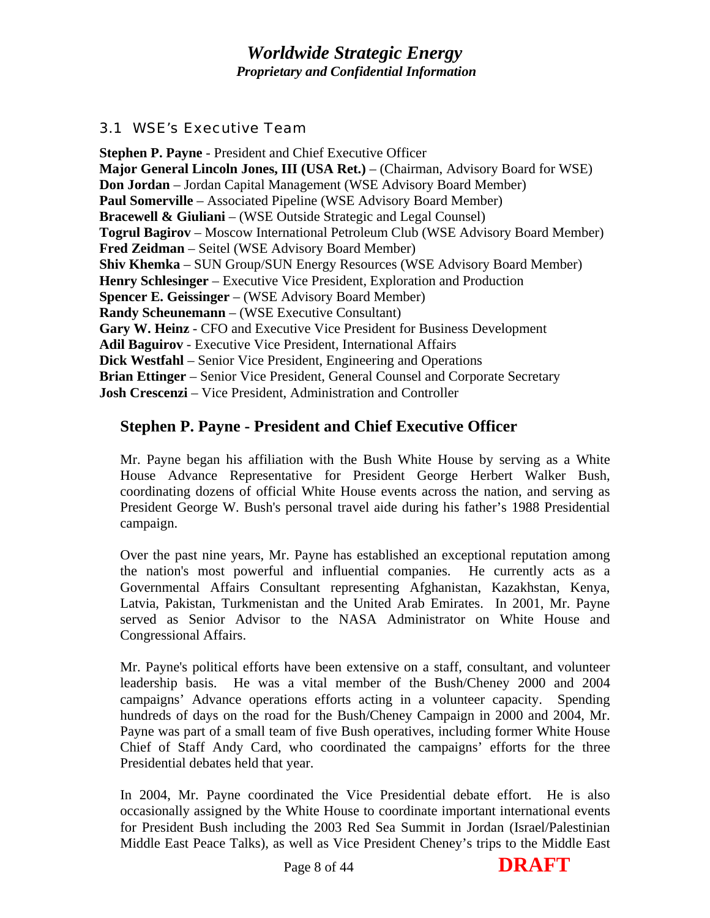### 3.1 WSE's Executive Team

**Stephen P. Payne** - President and Chief Executive Officer
**Major General Lincoln Jones, III (USA Ret.)** – (Chairman, Advisory Board for WSE)
**Don Jordan** – Jordan Capital Management (WSE Advisory Board Member)
**Paul Somerville** – Associated Pipeline (WSE Advisory Board Member)
**Bracewell & Giuliani** – (WSE Outside Strategic and Legal Counsel)
**Togrul Bagirov** – Moscow International Petroleum Club (WSE Advisory Board Member)
**Fred Zeidman** – Seitel (WSE Advisory Board Member)
**Shiv Khemka** – SUN Group/SUN Energy Resources (WSE Advisory Board Member)
**Henry Schlesinger** – Executive Vice President, Exploration and Production
**Spencer E. Geissinger** – (WSE Advisory Board Member)
**Randy Scheunemann** – (WSE Executive Consultant)
**Gary W. Heinz** - CFO and Executive Vice President for Business Development
**Adil Baguirov** - Executive Vice President, International Affairs
**Dick Westfahl** – Senior Vice President, Engineering and Operations
**Brian Ettinger** – Senior Vice President, General Counsel and Corporate Secretary
**Josh Crescenzi** – Vice President, Administration and Controller

## Stephen P. Payne - President and Chief Executive Officer

Mr. Payne began his affiliation with the Bush White House by serving as a White House Advance Representative for President George Herbert Walker Bush, coordinating dozens of official White House events across the nation, and serving as President George W. Bush's personal travel aide during his father's 1988 Presidential campaign.

Over the past nine years, Mr. Payne has established an exceptional reputation among the nation's most powerful and influential companies. He currently acts as a Governmental Affairs Consultant representing Afghanistan, Kazakhstan, Kenya, Latvia, Pakistan, Turkmenistan and the United Arab Emirates. In 2001, Mr. Payne served as Senior Advisor to the NASA Administrator on White House and Congressional Affairs.

Mr. Payne's political efforts have been extensive on a staff, consultant, and volunteer leadership basis. He was a vital member of the Bush/Cheney 2000 and 2004 campaigns' Advance operations efforts acting in a volunteer capacity. Spending hundreds of days on the road for the Bush/Cheney Campaign in 2000 and 2004, Mr. Payne was part of a small team of five Bush operatives, including former White House Chief of Staff Andy Card, who coordinated the campaigns' efforts for the three Presidential debates held that year.

In 2004, Mr. Payne coordinated the Vice Presidential debate effort. He is also occasionally assigned by the White House to coordinate important international events for President Bush including the 2003 Red Sea Summit in Jordan (Israel/Palestinian Middle East Peace Talks), as well as Vice President Cheney's trips to the Middle East

**DRAFT**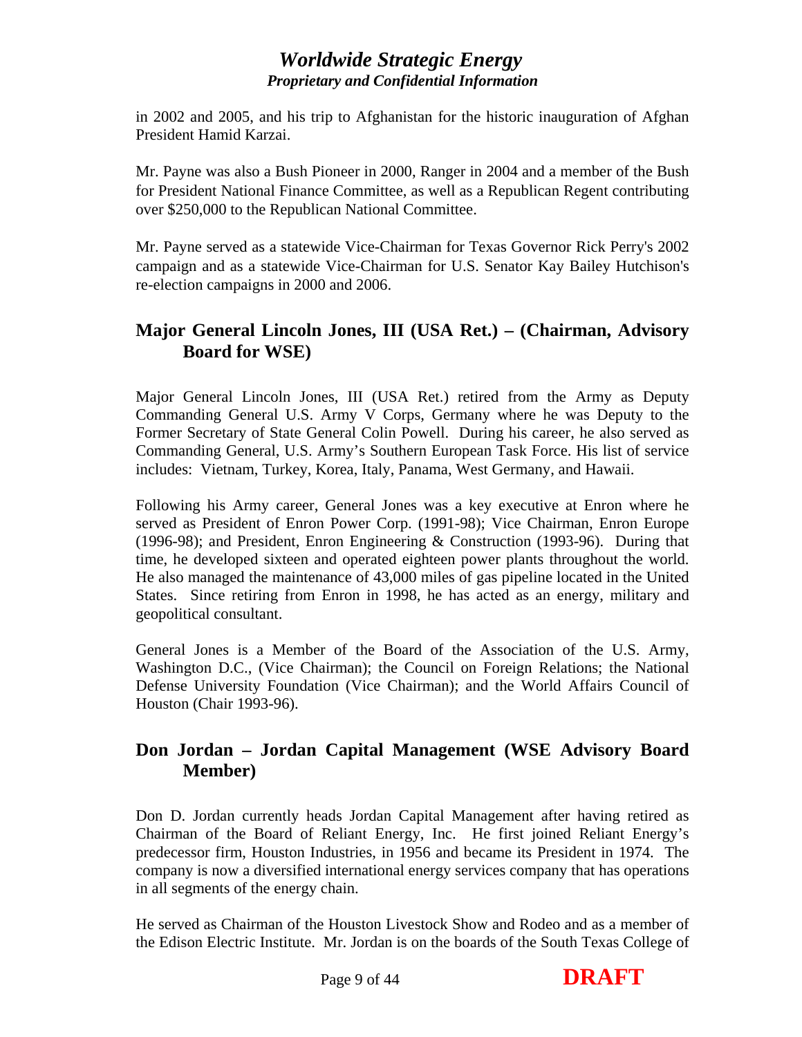in 2002 and 2005, and his trip to Afghanistan for the historic inauguration of Afghan President Hamid Karzai.

Mr. Payne was also a Bush Pioneer in 2000, Ranger in 2004 and a member of the Bush for President National Finance Committee, as well as a Republican Regent contributing over $250,000 to the Republican National Committee.

Mr. Payne served as a statewide Vice-Chairman for Texas Governor Rick Perry's 2002 campaign and as a statewide Vice-Chairman for U.S. Senator Kay Bailey Hutchison's re-election campaigns in 2000 and 2006.

## Major General Lincoln Jones, III (USA Ret.) – (Chairman, Advisory Board for WSE)

Major General Lincoln Jones, III (USA Ret.) retired from the Army as Deputy Commanding General U.S. Army V Corps, Germany where he was Deputy to the Former Secretary of State General Colin Powell. During his career, he also served as Commanding General, U.S. Army's Southern European Task Force. His list of service includes: Vietnam, Turkey, Korea, Italy, Panama, West Germany, and Hawaii.

Following his Army career, General Jones was a key executive at Enron where he served as President of Enron Power Corp. (1991-98); Vice Chairman, Enron Europe (1996-98); and President, Enron Engineering & Construction (1993-96). During that time, he developed sixteen and operated eighteen power plants throughout the world. He also managed the maintenance of 43,000 miles of gas pipeline located in the United States. Since retiring from Enron in 1998, he has acted as an energy, military and geopolitical consultant.

General Jones is a Member of the Board of the Association of the U.S. Army, Washington D.C., (Vice Chairman); the Council on Foreign Relations; the National Defense University Foundation (Vice Chairman); and the World Affairs Council of Houston (Chair 1993-96).

## Don Jordan – Jordan Capital Management (WSE Advisory Board Member)

Don D. Jordan currently heads Jordan Capital Management after having retired as Chairman of the Board of Reliant Energy, Inc. He first joined Reliant Energy's predecessor firm, Houston Industries, in 1956 and became its President in 1974. The company is now a diversified international energy services company that has operations in all segments of the energy chain.

He served as Chairman of the Houston Livestock Show and Rodeo and as a member of the Edison Electric Institute. Mr. Jordan is on the boards of the South Texas College of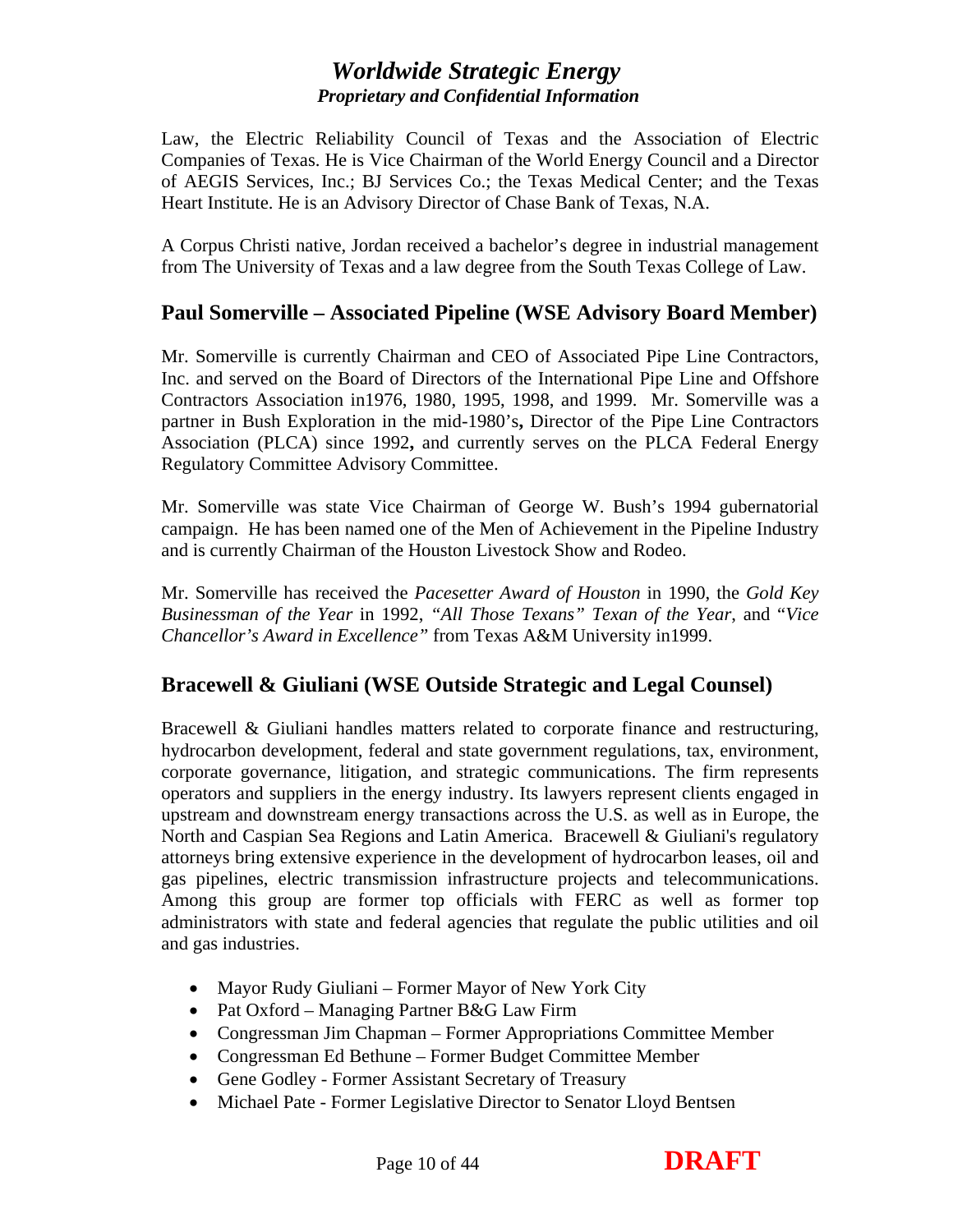Law, the Electric Reliability Council of Texas and the Association of Electric Companies of Texas. He is Vice Chairman of the World Energy Council and a Director of AEGIS Services, Inc.; BJ Services Co.; the Texas Medical Center; and the Texas Heart Institute. He is an Advisory Director of Chase Bank of Texas, N.A.

A Corpus Christi native, Jordan received a bachelor's degree in industrial management from The University of Texas and a law degree from the South Texas College of Law.

## Paul Somerville – Associated Pipeline (WSE Advisory Board Member)

Mr. Somerville is currently Chairman and CEO of Associated Pipe Line Contractors, Inc. and served on the Board of Directors of the International Pipe Line and Offshore Contractors Association in1976, 1980, 1995, 1998, and 1999. Mr. Somerville was a partner in Bush Exploration in the mid-1980's**,** Director of the Pipe Line Contractors Association (PLCA) since 1992**,** and currently serves on the PLCA Federal Energy Regulatory Committee Advisory Committee.

Mr. Somerville was state Vice Chairman of George W. Bush's 1994 gubernatorial campaign. He has been named one of the Men of Achievement in the Pipeline Industry and is currently Chairman of the Houston Livestock Show and Rodeo.

Mr. Somerville has received the *Pacesetter Award of Houston* in 1990, the *Gold Key Businessman of the Year* in 1992, *"All Those Texans" Texan of the Year*, and "*Vice Chancellor's Award in Excellence"* from Texas A&M University in1999.

## Bracewell & Giuliani (WSE Outside Strategic and Legal Counsel)

Bracewell & Giuliani handles matters related to corporate finance and restructuring, hydrocarbon development, federal and state government regulations, tax, environment, corporate governance, litigation, and strategic communications. The firm represents operators and suppliers in the energy industry. Its lawyers represent clients engaged in upstream and downstream energy transactions across the U.S. as well as in Europe, the North and Caspian Sea Regions and Latin America. Bracewell & Giuliani's regulatory attorneys bring extensive experience in the development of hydrocarbon leases, oil and gas pipelines, electric transmission infrastructure projects and telecommunications. Among this group are former top officials with FERC as well as former top administrators with state and federal agencies that regulate the public utilities and oil and gas industries.

- Mayor Rudy Giuliani – Former Mayor of New York City
- Pat Oxford – Managing Partner B&G Law Firm
- Congressman Jim Chapman – Former Appropriations Committee Member
- Congressman Ed Bethune – Former Budget Committee Member
- Gene Godley - Former Assistant Secretary of Treasury
- Michael Pate - Former Legislative Director to Senator Lloyd Bentsen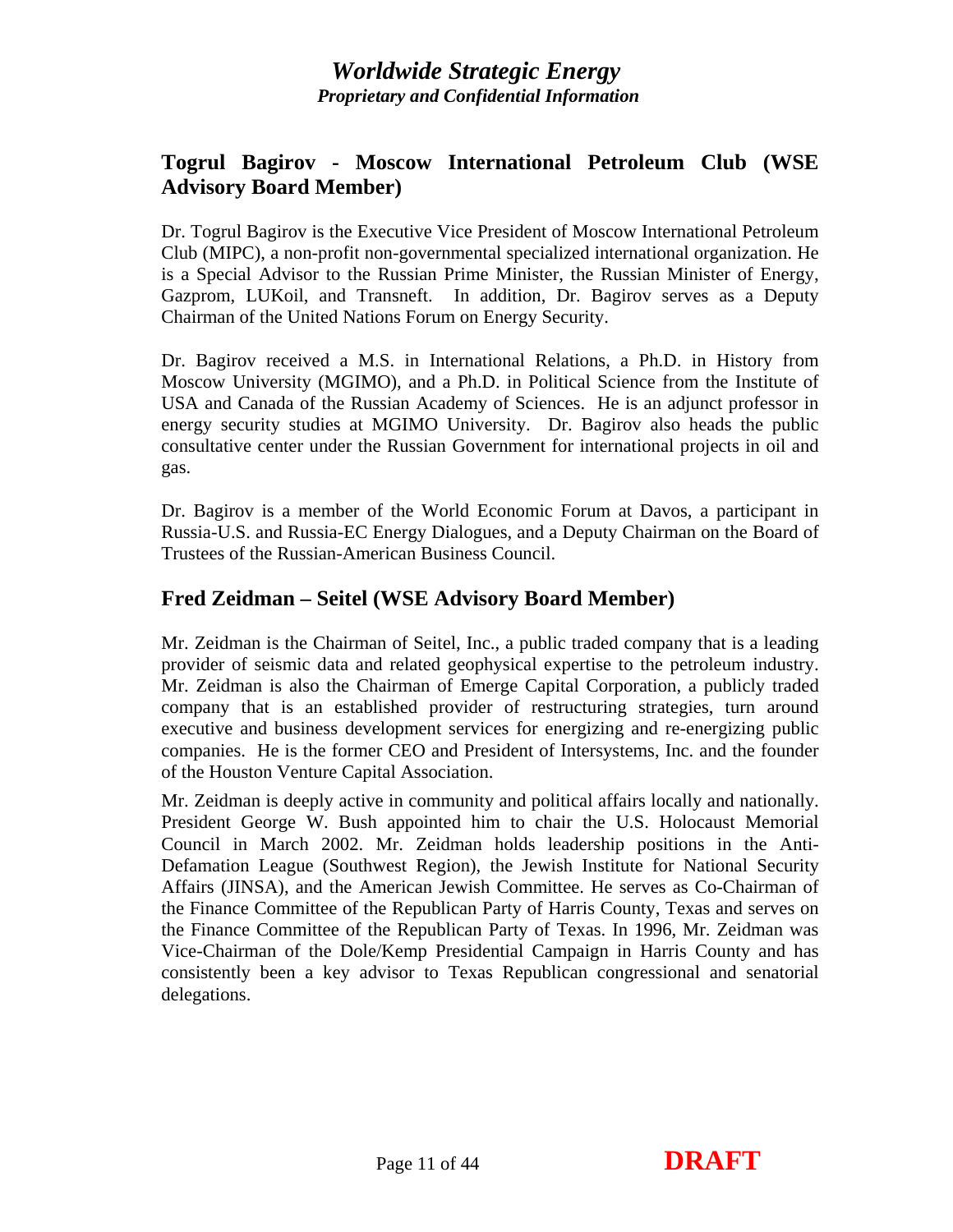## Togrul Bagirov - Moscow International Petroleum Club (WSE Advisory Board Member)

Dr. Togrul Bagirov is the Executive Vice President of Moscow International Petroleum Club (MIPC), a non-profit non-governmental specialized international organization. He is a Special Advisor to the Russian Prime Minister, the Russian Minister of Energy, Gazprom, LUKoil, and Transneft. In addition, Dr. Bagirov serves as a Deputy Chairman of the United Nations Forum on Energy Security.

Dr. Bagirov received a M.S. in International Relations, a Ph.D. in History from Moscow University (MGIMO), and a Ph.D. in Political Science from the Institute of USA and Canada of the Russian Academy of Sciences. He is an adjunct professor in energy security studies at MGIMO University. Dr. Bagirov also heads the public consultative center under the Russian Government for international projects in oil and gas.

Dr. Bagirov is a member of the World Economic Forum at Davos, a participant in Russia-U.S. and Russia-EC Energy Dialogues, and a Deputy Chairman on the Board of Trustees of the Russian-American Business Council.

## Fred Zeidman – Seitel (WSE Advisory Board Member)

Mr. Zeidman is the Chairman of Seitel, Inc., a public traded company that is a leading provider of seismic data and related geophysical expertise to the petroleum industry. Mr. Zeidman is also the Chairman of Emerge Capital Corporation, a publicly traded company that is an established provider of restructuring strategies, turn around executive and business development services for energizing and re-energizing public companies. He is the former CEO and President of Intersystems, Inc. and the founder of the Houston Venture Capital Association.

Mr. Zeidman is deeply active in community and political affairs locally and nationally. President George W. Bush appointed him to chair the U.S. Holocaust Memorial Council in March 2002. Mr. Zeidman holds leadership positions in the Anti-Defamation League (Southwest Region), the Jewish Institute for National Security Affairs (JINSA), and the American Jewish Committee. He serves as Co-Chairman of the Finance Committee of the Republican Party of Harris County, Texas and serves on the Finance Committee of the Republican Party of Texas. In 1996, Mr. Zeidman was Vice-Chairman of the Dole/Kemp Presidential Campaign in Harris County and has consistently been a key advisor to Texas Republican congressional and senatorial delegations.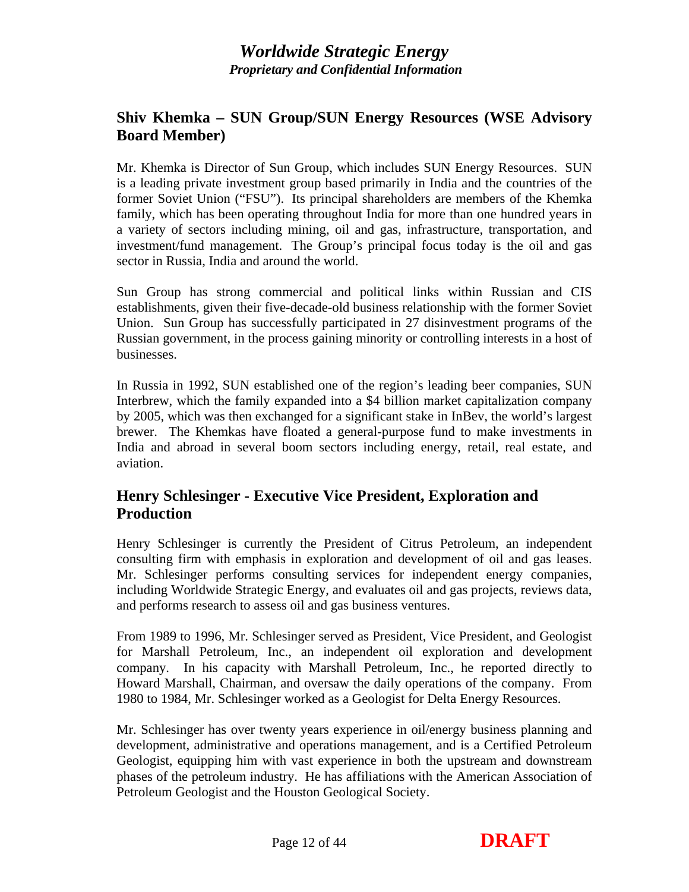## Shiv Khemka – SUN Group/SUN Energy Resources (WSE Advisory Board Member)

Mr. Khemka is Director of Sun Group, which includes SUN Energy Resources. SUN is a leading private investment group based primarily in India and the countries of the former Soviet Union ("FSU"). Its principal shareholders are members of the Khemka family, which has been operating throughout India for more than one hundred years in a variety of sectors including mining, oil and gas, infrastructure, transportation, and investment/fund management. The Group's principal focus today is the oil and gas sector in Russia, India and around the world.

Sun Group has strong commercial and political links within Russian and CIS establishments, given their five-decade-old business relationship with the former Soviet Union. Sun Group has successfully participated in 27 disinvestment programs of the Russian government, in the process gaining minority or controlling interests in a host of businesses.

In Russia in 1992, SUN established one of the region's leading beer companies, SUN Interbrew, which the family expanded into a $4 billion market capitalization company by 2005, which was then exchanged for a significant stake in InBev, the world's largest brewer. The Khemkas have floated a general-purpose fund to make investments in India and abroad in several boom sectors including energy, retail, real estate, and aviation.

## Henry Schlesinger - Executive Vice President, Exploration and Production

Henry Schlesinger is currently the President of Citrus Petroleum, an independent consulting firm with emphasis in exploration and development of oil and gas leases. Mr. Schlesinger performs consulting services for independent energy companies, including Worldwide Strategic Energy, and evaluates oil and gas projects, reviews data, and performs research to assess oil and gas business ventures.

From 1989 to 1996, Mr. Schlesinger served as President, Vice President, and Geologist for Marshall Petroleum, Inc., an independent oil exploration and development company. In his capacity with Marshall Petroleum, Inc., he reported directly to Howard Marshall, Chairman, and oversaw the daily operations of the company. From 1980 to 1984, Mr. Schlesinger worked as a Geologist for Delta Energy Resources.

Mr. Schlesinger has over twenty years experience in oil/energy business planning and development, administrative and operations management, and is a Certified Petroleum Geologist, equipping him with vast experience in both the upstream and downstream phases of the petroleum industry. He has affiliations with the American Association of Petroleum Geologist and the Houston Geological Society.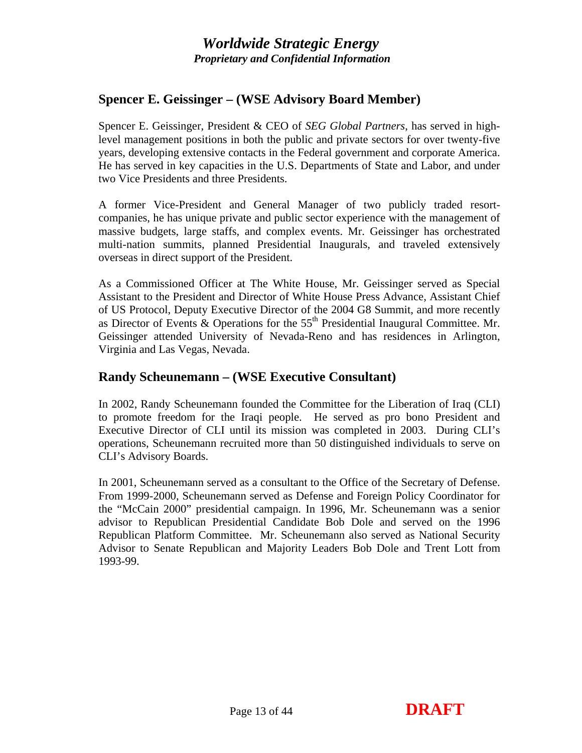## Spencer E. Geissinger – (WSE Advisory Board Member)

Spencer E. Geissinger, President & CEO of *SEG Global Partners*, has served in high-level management positions in both the public and private sectors for over twenty-five years, developing extensive contacts in the Federal government and corporate America. He has served in key capacities in the U.S. Departments of State and Labor, and under two Vice Presidents and three Presidents.

A former Vice-President and General Manager of two publicly traded resort-companies, he has unique private and public sector experience with the management of massive budgets, large staffs, and complex events. Mr. Geissinger has orchestrated multi-nation summits, planned Presidential Inaugurals, and traveled extensively overseas in direct support of the President.

As a Commissioned Officer at The White House, Mr. Geissinger served as Special Assistant to the President and Director of White House Press Advance, Assistant Chief of US Protocol, Deputy Executive Director of the 2004 G8 Summit, and more recently as Director of Events & Operations for the 55th Presidential Inaugural Committee. Mr. Geissinger attended University of Nevada-Reno and has residences in Arlington, Virginia and Las Vegas, Nevada.

## Randy Scheunemann – (WSE Executive Consultant)

In 2002, Randy Scheunemann founded the Committee for the Liberation of Iraq (CLI) to promote freedom for the Iraqi people. He served as pro bono President and Executive Director of CLI until its mission was completed in 2003. During CLI's operations, Scheunemann recruited more than 50 distinguished individuals to serve on CLI's Advisory Boards.

In 2001, Scheunemann served as a consultant to the Office of the Secretary of Defense. From 1999-2000, Scheunemann served as Defense and Foreign Policy Coordinator for the "McCain 2000" presidential campaign. In 1996, Mr. Scheunemann was a senior advisor to Republican Presidential Candidate Bob Dole and served on the 1996 Republican Platform Committee. Mr. Scheunemann also served as National Security Advisor to Senate Republican and Majority Leaders Bob Dole and Trent Lott from 1993-99.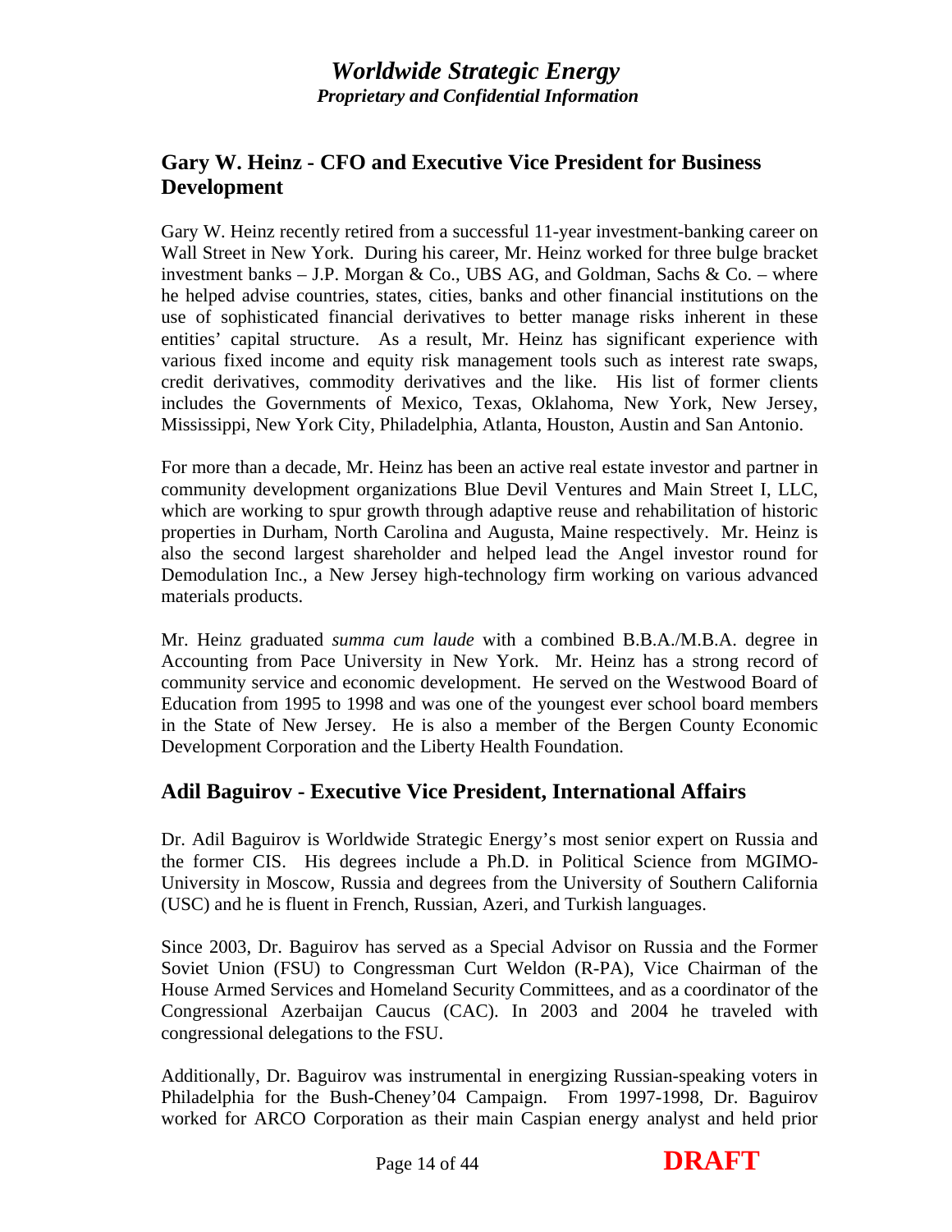## Gary W. Heinz - CFO and Executive Vice President for Business Development

Gary W. Heinz recently retired from a successful 11-year investment-banking career on Wall Street in New York. During his career, Mr. Heinz worked for three bulge bracket investment banks – J.P. Morgan & Co., UBS AG, and Goldman, Sachs & Co. – where he helped advise countries, states, cities, banks and other financial institutions on the use of sophisticated financial derivatives to better manage risks inherent in these entities' capital structure. As a result, Mr. Heinz has significant experience with various fixed income and equity risk management tools such as interest rate swaps, credit derivatives, commodity derivatives and the like. His list of former clients includes the Governments of Mexico, Texas, Oklahoma, New York, New Jersey, Mississippi, New York City, Philadelphia, Atlanta, Houston, Austin and San Antonio.

For more than a decade, Mr. Heinz has been an active real estate investor and partner in community development organizations Blue Devil Ventures and Main Street I, LLC, which are working to spur growth through adaptive reuse and rehabilitation of historic properties in Durham, North Carolina and Augusta, Maine respectively. Mr. Heinz is also the second largest shareholder and helped lead the Angel investor round for Demodulation Inc., a New Jersey high-technology firm working on various advanced materials products.

Mr. Heinz graduated *summa cum laude* with a combined B.B.A./M.B.A. degree in Accounting from Pace University in New York. Mr. Heinz has a strong record of community service and economic development. He served on the Westwood Board of Education from 1995 to 1998 and was one of the youngest ever school board members in the State of New Jersey. He is also a member of the Bergen County Economic Development Corporation and the Liberty Health Foundation.

## Adil Baguirov - Executive Vice President, International Affairs

Dr. Adil Baguirov is Worldwide Strategic Energy's most senior expert on Russia and the former CIS. His degrees include a Ph.D. in Political Science from MGIMO-University in Moscow, Russia and degrees from the University of Southern California (USC) and he is fluent in French, Russian, Azeri, and Turkish languages.

Since 2003, Dr. Baguirov has served as a Special Advisor on Russia and the Former Soviet Union (FSU) to Congressman Curt Weldon (R-PA), Vice Chairman of the House Armed Services and Homeland Security Committees, and as a coordinator of the Congressional Azerbaijan Caucus (CAC). In 2003 and 2004 he traveled with congressional delegations to the FSU.

Additionally, Dr. Baguirov was instrumental in energizing Russian-speaking voters in Philadelphia for the Bush-Cheney'04 Campaign. From 1997-1998, Dr. Baguirov worked for ARCO Corporation as their main Caspian energy analyst and held prior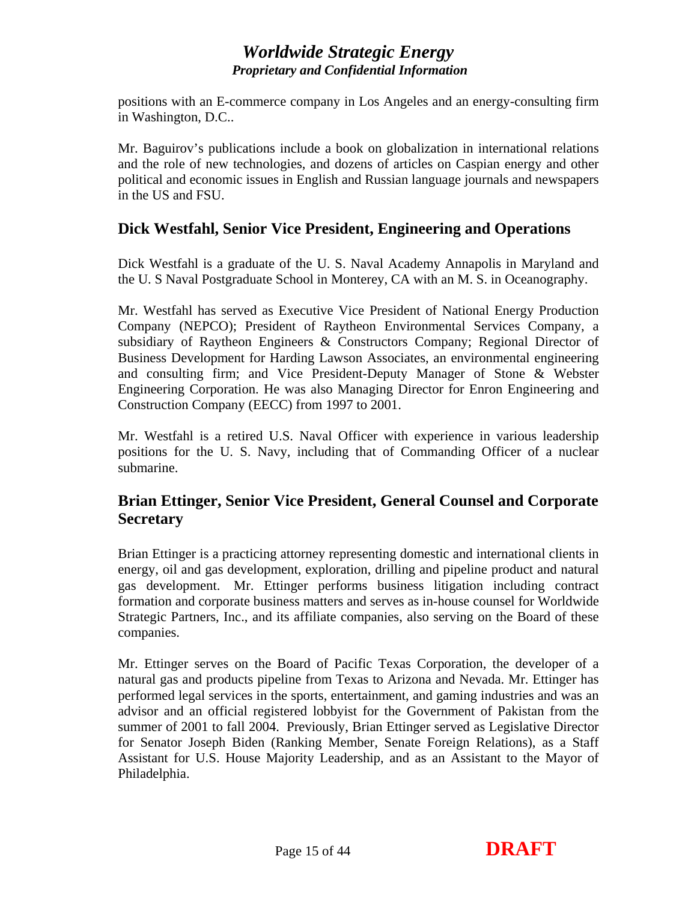positions with an E-commerce company in Los Angeles and an energy-consulting firm in Washington, D.C..

Mr. Baguirov's publications include a book on globalization in international relations and the role of new technologies, and dozens of articles on Caspian energy and other political and economic issues in English and Russian language journals and newspapers in the US and FSU.

## Dick Westfahl, Senior Vice President, Engineering and Operations

Dick Westfahl is a graduate of the U. S. Naval Academy Annapolis in Maryland and the U. S Naval Postgraduate School in Monterey, CA with an M. S. in Oceanography.

Mr. Westfahl has served as Executive Vice President of National Energy Production Company (NEPCO); President of Raytheon Environmental Services Company, a subsidiary of Raytheon Engineers & Constructors Company; Regional Director of Business Development for Harding Lawson Associates, an environmental engineering and consulting firm; and Vice President-Deputy Manager of Stone & Webster Engineering Corporation. He was also Managing Director for Enron Engineering and Construction Company (EECC) from 1997 to 2001.

Mr. Westfahl is a retired U.S. Naval Officer with experience in various leadership positions for the U. S. Navy, including that of Commanding Officer of a nuclear submarine.

## Brian Ettinger, Senior Vice President, General Counsel and Corporate Secretary

Brian Ettinger is a practicing attorney representing domestic and international clients in energy, oil and gas development, exploration, drilling and pipeline product and natural gas development. Mr. Ettinger performs business litigation including contract formation and corporate business matters and serves as in-house counsel for Worldwide Strategic Partners, Inc., and its affiliate companies, also serving on the Board of these companies.

Mr. Ettinger serves on the Board of Pacific Texas Corporation, the developer of a natural gas and products pipeline from Texas to Arizona and Nevada. Mr. Ettinger has performed legal services in the sports, entertainment, and gaming industries and was an advisor and an official registered lobbyist for the Government of Pakistan from the summer of 2001 to fall 2004. Previously, Brian Ettinger served as Legislative Director for Senator Joseph Biden (Ranking Member, Senate Foreign Relations), as a Staff Assistant for U.S. House Majority Leadership, and as an Assistant to the Mayor of Philadelphia.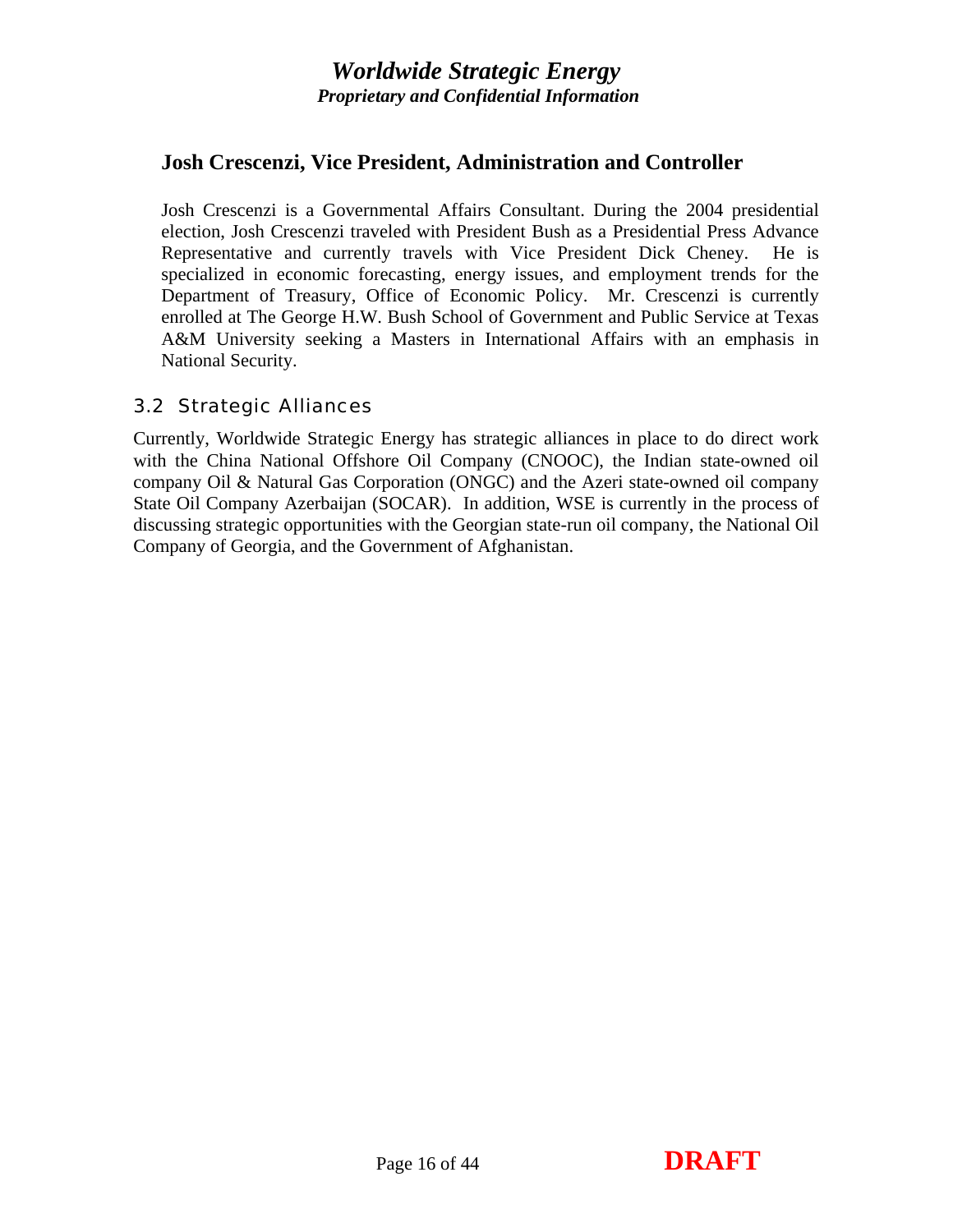### Josh Crescenzi, Vice President, Administration and Controller

Josh Crescenzi is a Governmental Affairs Consultant. During the 2004 presidential election, Josh Crescenzi traveled with President Bush as a Presidential Press Advance Representative and currently travels with Vice President Dick Cheney. He is specialized in economic forecasting, energy issues, and employment trends for the Department of Treasury, Office of Economic Policy. Mr. Crescenzi is currently enrolled at The George H.W. Bush School of Government and Public Service at Texas A&M University seeking a Masters in International Affairs with an emphasis in National Security.

## 3.2 Strategic Alliances

Currently, Worldwide Strategic Energy has strategic alliances in place to do direct work with the China National Offshore Oil Company (CNOOC), the Indian state-owned oil company Oil & Natural Gas Corporation (ONGC) and the Azeri state-owned oil company State Oil Company Azerbaijan (SOCAR). In addition, WSE is currently in the process of discussing strategic opportunities with the Georgian state-run oil company, the National Oil Company of Georgia, and the Government of Afghanistan.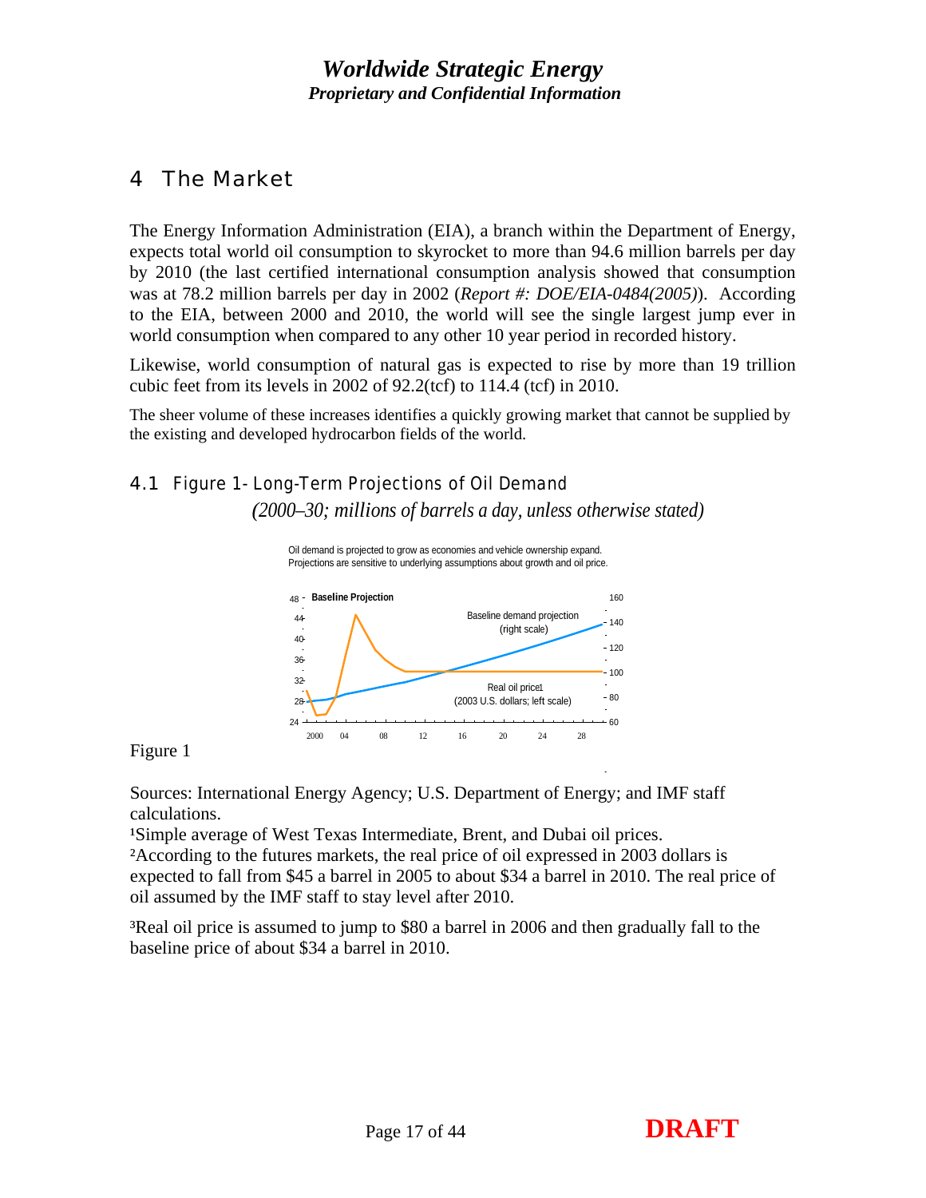## 4 The Market

The Energy Information Administration (EIA), a branch within the Department of Energy, expects total world oil consumption to skyrocket to more than 94.6 million barrels per day by 2010 (the last certified international consumption analysis showed that consumption was at 78.2 million barrels per day in 2002 (*Report #: DOE/EIA-0484(2005)*). According to the EIA, between 2000 and 2010, the world will see the single largest jump ever in world consumption when compared to any other 10 year period in recorded history.

Likewise, world consumption of natural gas is expected to rise by more than 19 trillion cubic feet from its levels in 2002 of 92.2(tcf) to 114.4 (tcf) in 2010.

The sheer volume of these increases identifies a quickly growing market that cannot be supplied by the existing and developed hydrocarbon fields of the world.

### 4.1 Figure 1- Long-Term Projections of Oil Demand

*(2000–30; millions of barrels a day, unless otherwise stated)*

Oil demand is projected to grow as economies and vehicle ownership expand. Projections are sensitive to underlying assumptions about growth and oil price.

**Baseline Projection**

Baseline demand projection (right scale)

Real oil price1 (2003 U.S. dollars; left scale)

Figure 1

Sources: International Energy Agency; U.S. Department of Energy; and IMF staff calculations.

[1]Simple average of West Texas Intermediate, Brent, and Dubai oil prices.

[2]According to the futures markets, the real price of oil expressed in 2003 dollars is expected to fall from $45 a barrel in 2005 to about $34 a barrel in 2010. The real price of oil assumed by the IMF staff to stay level after 2010.

[3]Real oil price is assumed to jump to $80 a barrel in 2006 and then gradually fall to the baseline price of about $34 a barrel in 2010.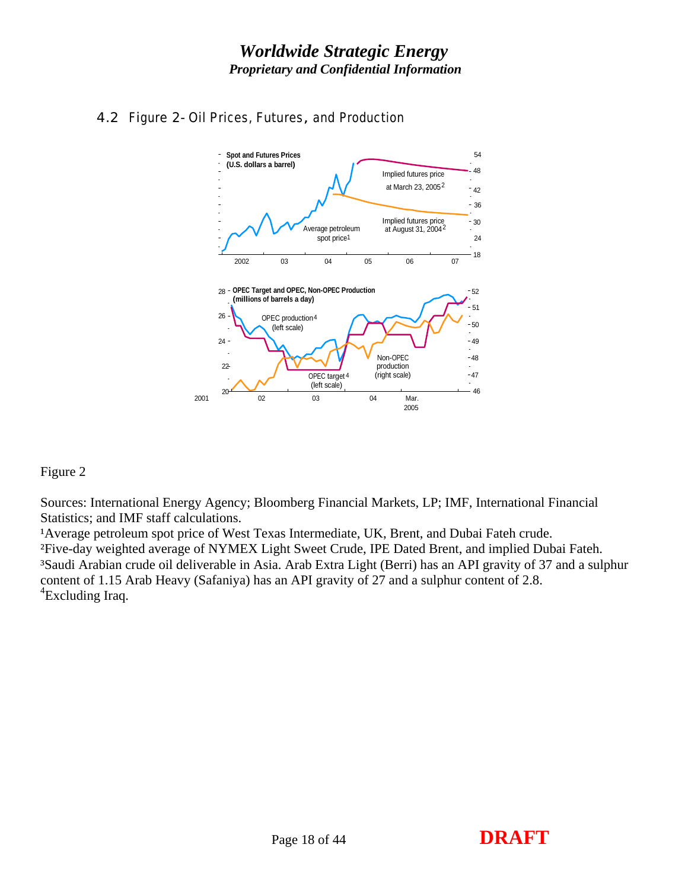## 4.2 Figure 2- Oil Prices, Futures, and Production

Figure 2

Sources: International Energy Agency; Bloomberg Financial Markets, LP; IMF, International Financial Statistics; and IMF staff calculations.

[1]Average petroleum spot price of West Texas Intermediate, UK, Brent, and Dubai Fateh crude.

[2]Five-day weighted average of NYMEX Light Sweet Crude, IPE Dated Brent, and implied Dubai Fateh.

[3]Saudi Arabian crude oil deliverable in Asia. Arab Extra Light (Berri) has an API gravity of 37 and a sulphur content of 1.15 Arab Heavy (Safaniya) has an API gravity of 27 and a sulphur content of 2.8.

[4]Excluding Iraq.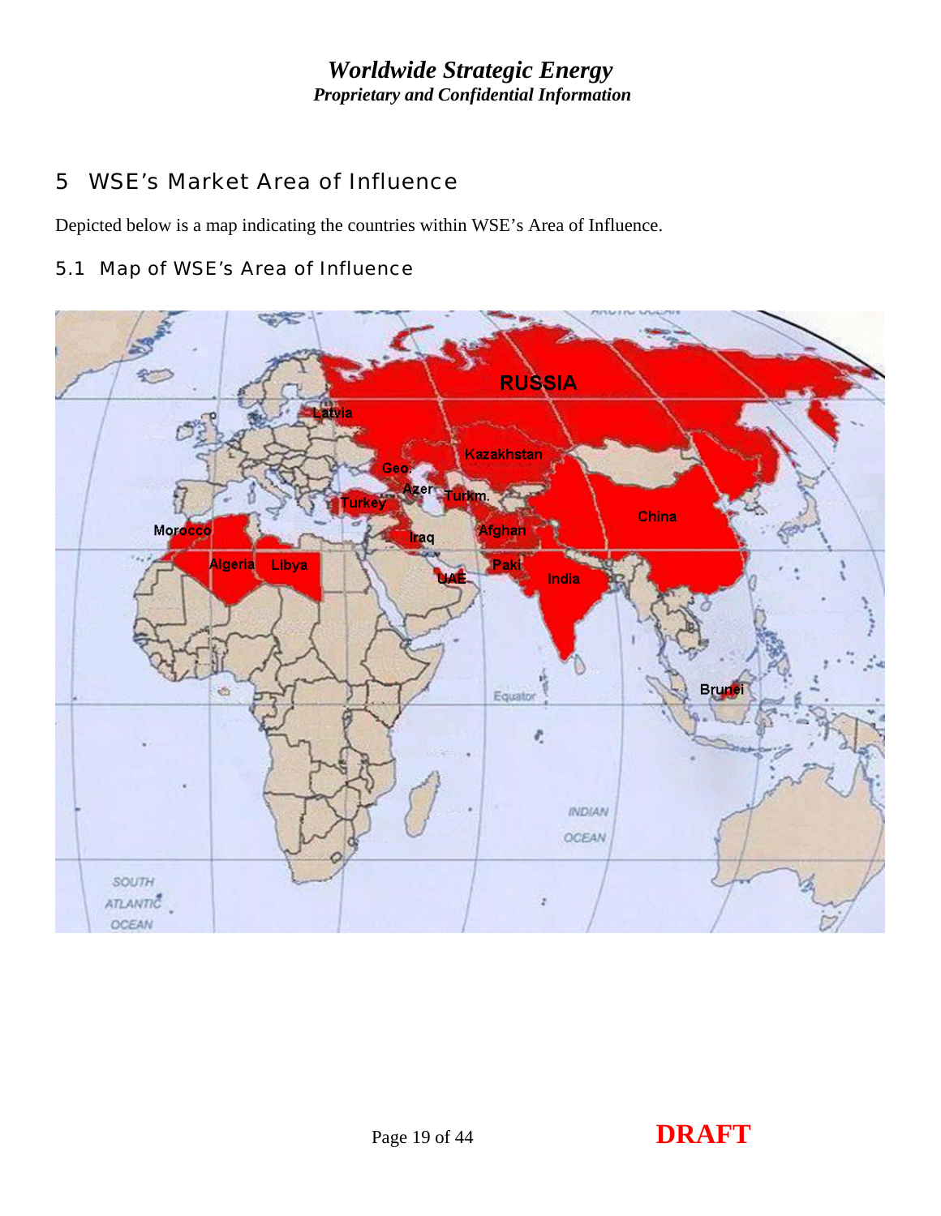# 5 WSE's Market Area of Influence

Depicted below is a map indicating the countries within WSE's Area of Influence.

## 5.1 Map of WSE's Area of Influence

DRAFT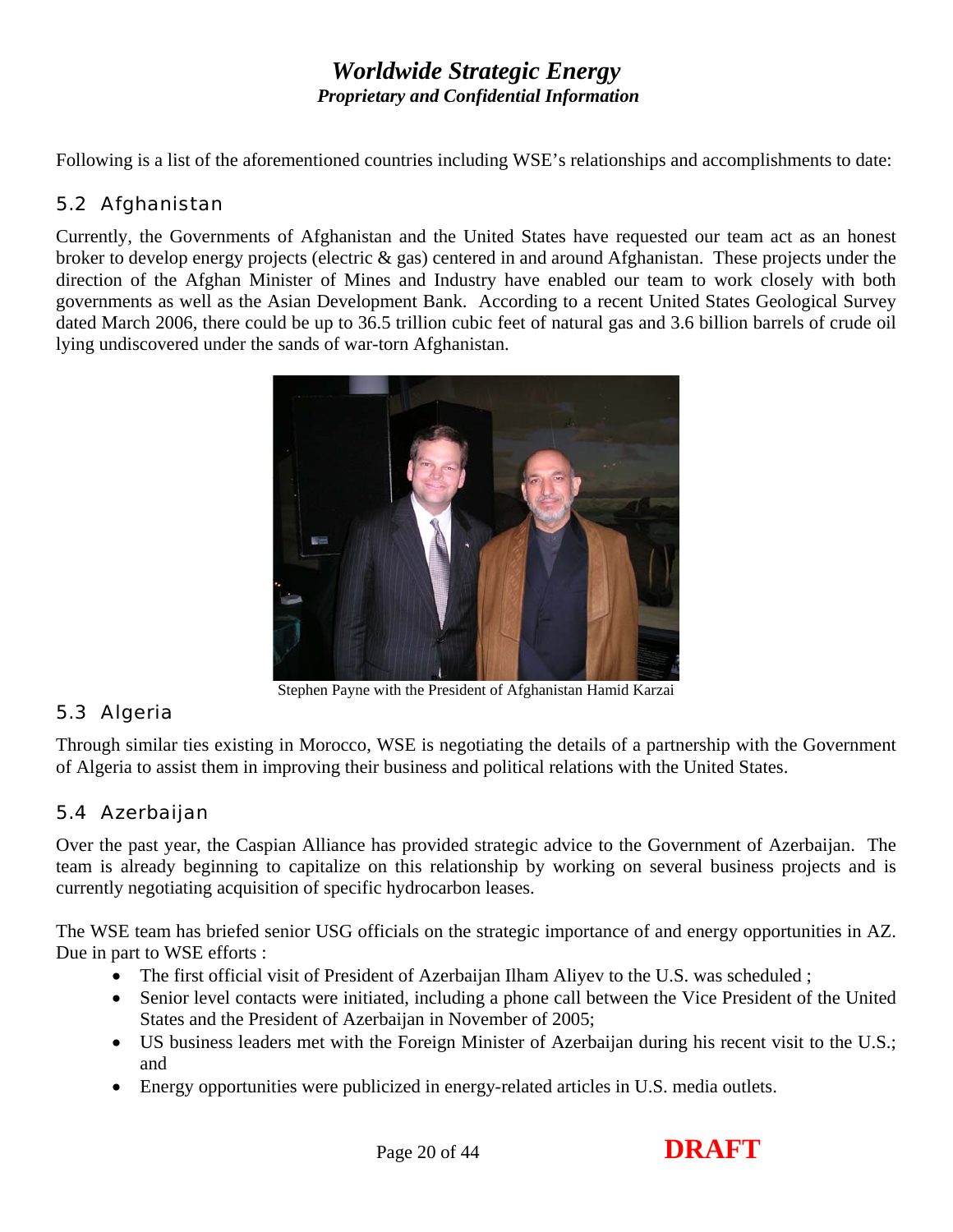Following is a list of the aforementioned countries including WSE's relationships and accomplishments to date:

## 5.2 Afghanistan

Currently, the Governments of Afghanistan and the United States have requested our team act as an honest broker to develop energy projects (electric & gas) centered in and around Afghanistan. These projects under the direction of the Afghan Minister of Mines and Industry have enabled our team to work closely with both governments as well as the Asian Development Bank. According to a recent United States Geological Survey dated March 2006, there could be up to 36.5 trillion cubic feet of natural gas and 3.6 billion barrels of crude oil lying undiscovered under the sands of war-torn Afghanistan.

Stephen Payne with the President of Afghanistan Hamid Karzai

## 5.3 Algeria

Through similar ties existing in Morocco, WSE is negotiating the details of a partnership with the Government of Algeria to assist them in improving their business and political relations with the United States.

## 5.4 Azerbaijan

Over the past year, the Caspian Alliance has provided strategic advice to the Government of Azerbaijan. The team is already beginning to capitalize on this relationship by working on several business projects and is currently negotiating acquisition of specific hydrocarbon leases.

The WSE team has briefed senior USG officials on the strategic importance of and energy opportunities in AZ. Due in part to WSE efforts :

- The first official visit of President of Azerbaijan Ilham Aliyev to the U.S. was scheduled ;
- Senior level contacts were initiated, including a phone call between the Vice President of the United States and the President of Azerbaijan in November of 2005;
- US business leaders met with the Foreign Minister of Azerbaijan during his recent visit to the U.S.; and
- Energy opportunities were publicized in energy-related articles in U.S. media outlets.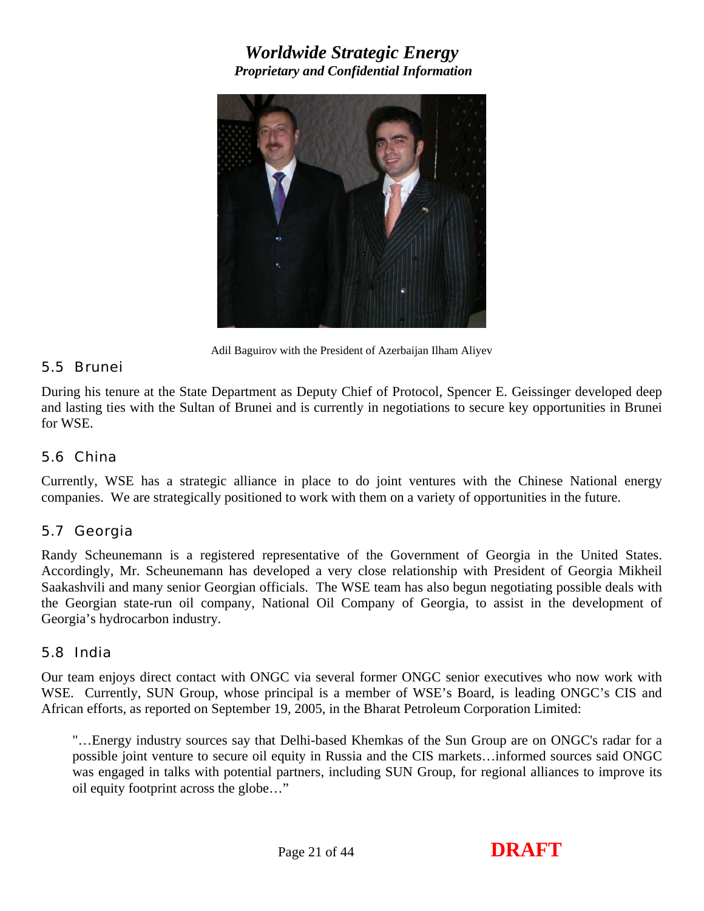Adil Baguirov with the President of Azerbaijan Ilham Aliyev

## 5.5 Brunei

During his tenure at the State Department as Deputy Chief of Protocol, Spencer E. Geissinger developed deep and lasting ties with the Sultan of Brunei and is currently in negotiations to secure key opportunities in Brunei for WSE.

## 5.6 China

Currently, WSE has a strategic alliance in place to do joint ventures with the Chinese National energy companies. We are strategically positioned to work with them on a variety of opportunities in the future.

## 5.7 Georgia

Randy Scheunemann is a registered representative of the Government of Georgia in the United States. Accordingly, Mr. Scheunemann has developed a very close relationship with President of Georgia Mikheil Saakashvili and many senior Georgian officials. The WSE team has also begun negotiating possible deals with the Georgian state-run oil company, National Oil Company of Georgia, to assist in the development of Georgia's hydrocarbon industry.

## 5.8 India

Our team enjoys direct contact with ONGC via several former ONGC senior executives who now work with WSE. Currently, SUN Group, whose principal is a member of WSE's Board, is leading ONGC's CIS and African efforts, as reported on September 19, 2005, in the Bharat Petroleum Corporation Limited:

> "…Energy industry sources say that Delhi-based Khemkas of the Sun Group are on ONGC's radar for a possible joint venture to secure oil equity in Russia and the CIS markets…informed sources said ONGC was engaged in talks with potential partners, including SUN Group, for regional alliances to improve its oil equity footprint across the globe…"

**DRAFT**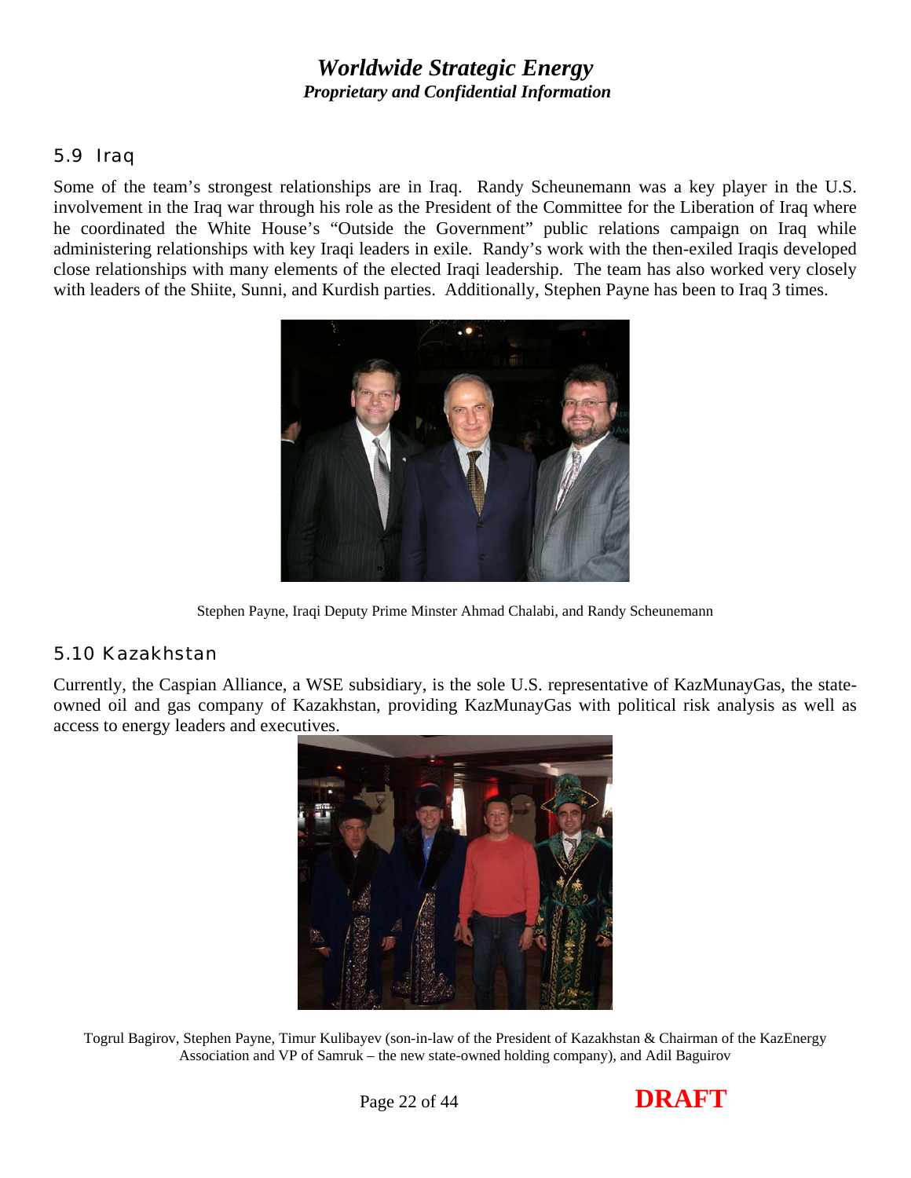## 5.9 Iraq

Some of the team's strongest relationships are in Iraq. Randy Scheunemann was a key player in the U.S. involvement in the Iraq war through his role as the President of the Committee for the Liberation of Iraq where he coordinated the White House's "Outside the Government" public relations campaign on Iraq while administering relationships with key Iraqi leaders in exile. Randy's work with the then-exiled Iraqis developed close relationships with many elements of the elected Iraqi leadership. The team has also worked very closely with leaders of the Shiite, Sunni, and Kurdish parties. Additionally, Stephen Payne has been to Iraq 3 times.

Stephen Payne, Iraqi Deputy Prime Minster Ahmad Chalabi, and Randy Scheunemann

## 5.10 Kazakhstan

Currently, the Caspian Alliance, a WSE subsidiary, is the sole U.S. representative of KazMunayGas, the state-owned oil and gas company of Kazakhstan, providing KazMunayGas with political risk analysis as well as access to energy leaders and executives.

Togrul Bagirov, Stephen Payne, Timur Kulibayev (son-in-law of the President of Kazakhstan & Chairman of the KazEnergy Association and VP of Samruk – the new state-owned holding company), and Adil Baguirov

**DRAFT**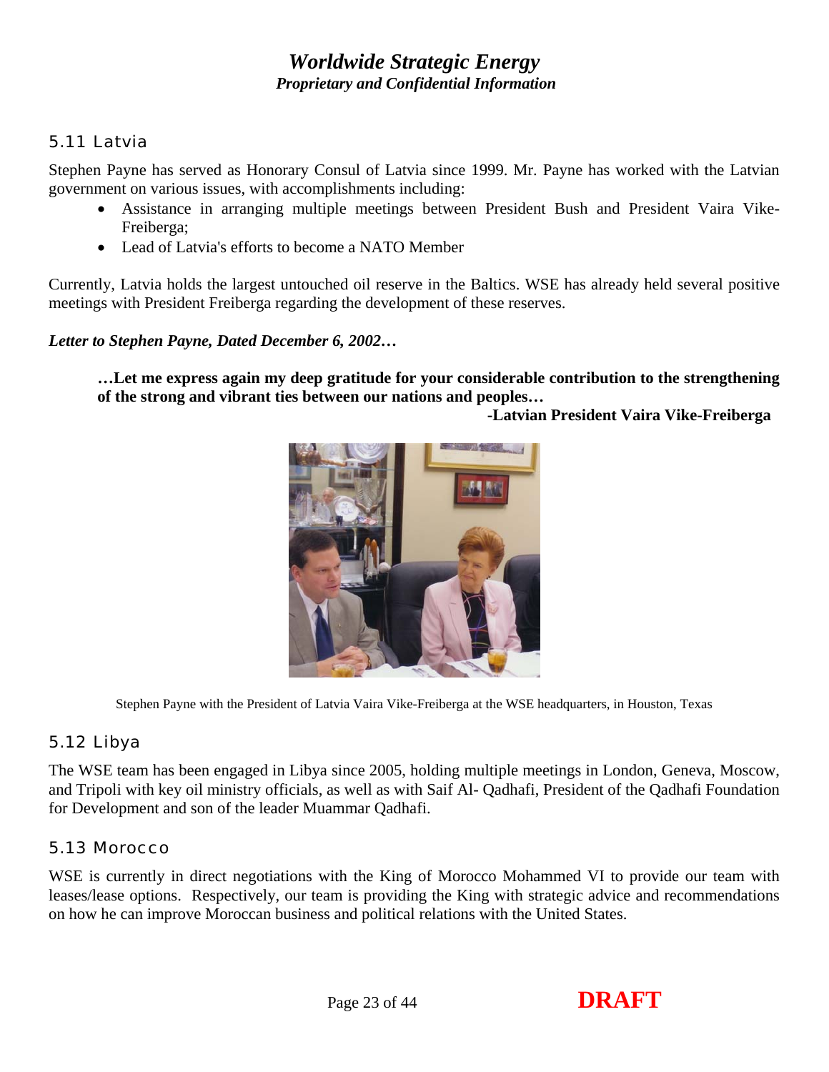## 5.11 Latvia

Stephen Payne has served as Honorary Consul of Latvia since 1999. Mr. Payne has worked with the Latvian government on various issues, with accomplishments including:

- Assistance in arranging multiple meetings between President Bush and President Vaira Vike-Freiberga;
- Lead of Latvia's efforts to become a NATO Member

Currently, Latvia holds the largest untouched oil reserve in the Baltics. WSE has already held several positive meetings with President Freiberga regarding the development of these reserves.

***Letter to Stephen Payne, Dated December 6, 2002…***

> **…Let me express again my deep gratitude for your considerable contribution to the strengthening of the strong and vibrant ties between our nations and peoples…**
>
> **-Latvian President Vaira Vike-Freiberga**

Stephen Payne with the President of Latvia Vaira Vike-Freiberga at the WSE headquarters, in Houston, Texas

## 5.12 Libya

The WSE team has been engaged in Libya since 2005, holding multiple meetings in London, Geneva, Moscow, and Tripoli with key oil ministry officials, as well as with Saif Al- Qadhafi, President of the Qadhafi Foundation for Development and son of the leader Muammar Qadhafi.

## 5.13 Morocco

WSE is currently in direct negotiations with the King of Morocco Mohammed VI to provide our team with leases/lease options. Respectively, our team is providing the King with strategic advice and recommendations on how he can improve Moroccan business and political relations with the United States.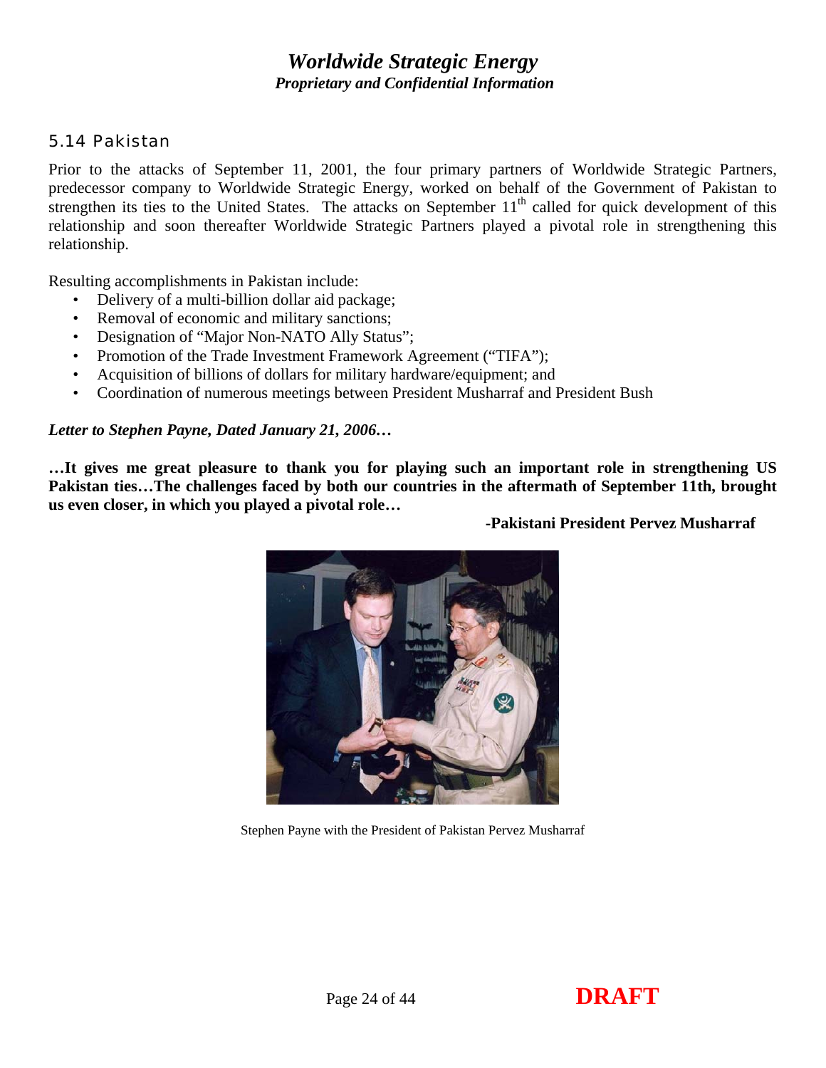## 5.14 Pakistan

Prior to the attacks of September 11, 2001, the four primary partners of Worldwide Strategic Partners, predecessor company to Worldwide Strategic Energy, worked on behalf of the Government of Pakistan to strengthen its ties to the United States. The attacks on September 11th called for quick development of this relationship and soon thereafter Worldwide Strategic Partners played a pivotal role in strengthening this relationship.

Resulting accomplishments in Pakistan include:

- Delivery of a multi-billion dollar aid package;
- Removal of economic and military sanctions;
- Designation of "Major Non-NATO Ally Status";
- Promotion of the Trade Investment Framework Agreement ("TIFA");
- Acquisition of billions of dollars for military hardware/equipment; and
- Coordination of numerous meetings between President Musharraf and President Bush

***Letter to Stephen Payne, Dated January 21, 2006…***

**…It gives me great pleasure to thank you for playing such an important role in strengthening US Pakistan ties…The challenges faced by both our countries in the aftermath of September 11th, brought us even closer, in which you played a pivotal role…**

**-Pakistani President Pervez Musharraf**

Stephen Payne with the President of Pakistan Pervez Musharraf

**DRAFT**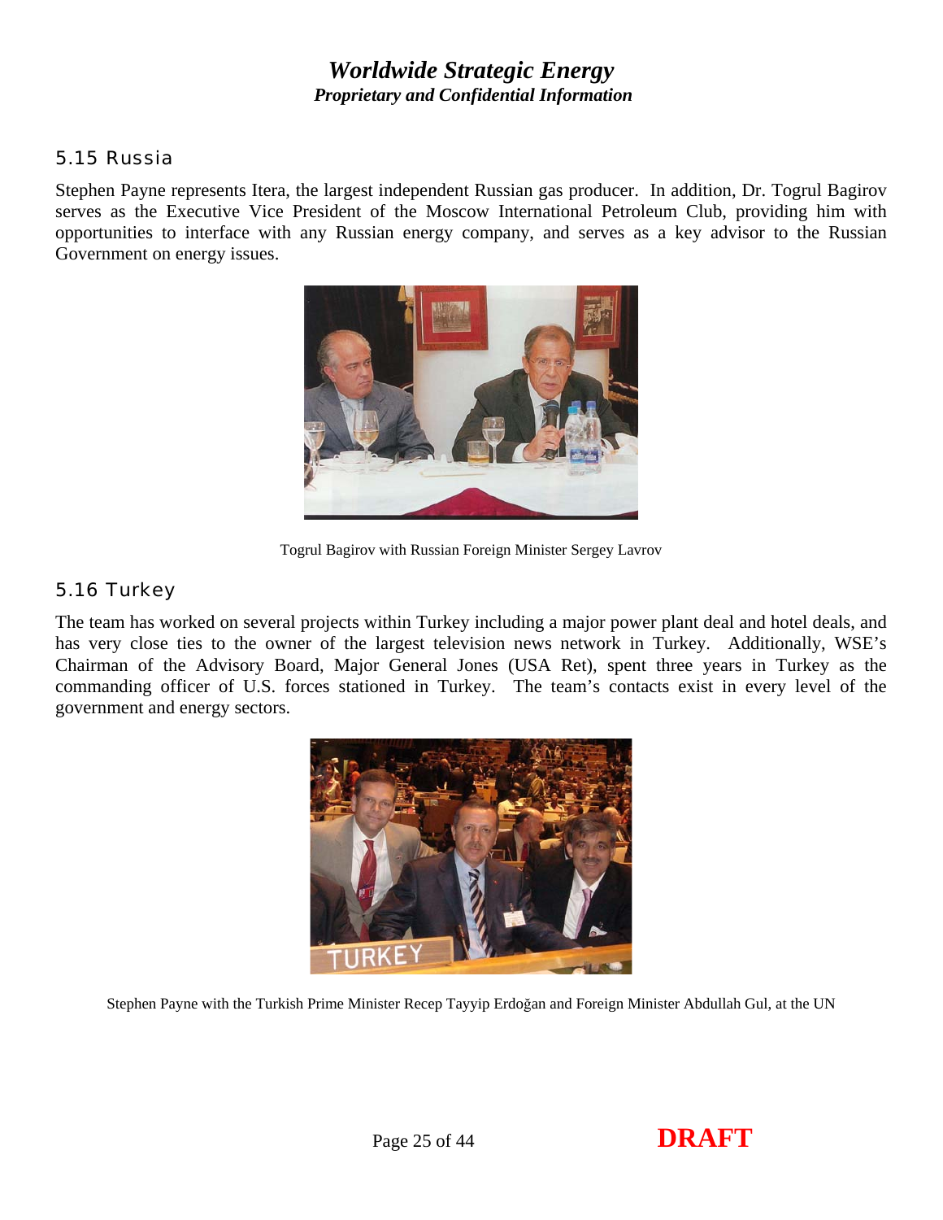## 5.15 Russia

Stephen Payne represents Itera, the largest independent Russian gas producer. In addition, Dr. Togrul Bagirov serves as the Executive Vice President of the Moscow International Petroleum Club, providing him with opportunities to interface with any Russian energy company, and serves as a key advisor to the Russian Government on energy issues.

Togrul Bagirov with Russian Foreign Minister Sergey Lavrov

## 5.16 Turkey

The team has worked on several projects within Turkey including a major power plant deal and hotel deals, and has very close ties to the owner of the largest television news network in Turkey. Additionally, WSE's Chairman of the Advisory Board, Major General Jones (USA Ret), spent three years in Turkey as the commanding officer of U.S. forces stationed in Turkey. The team's contacts exist in every level of the government and energy sectors.

Stephen Payne with the Turkish Prime Minister Recep Tayyip Erdoğan and Foreign Minister Abdullah Gul, at the UN

**DRAFT**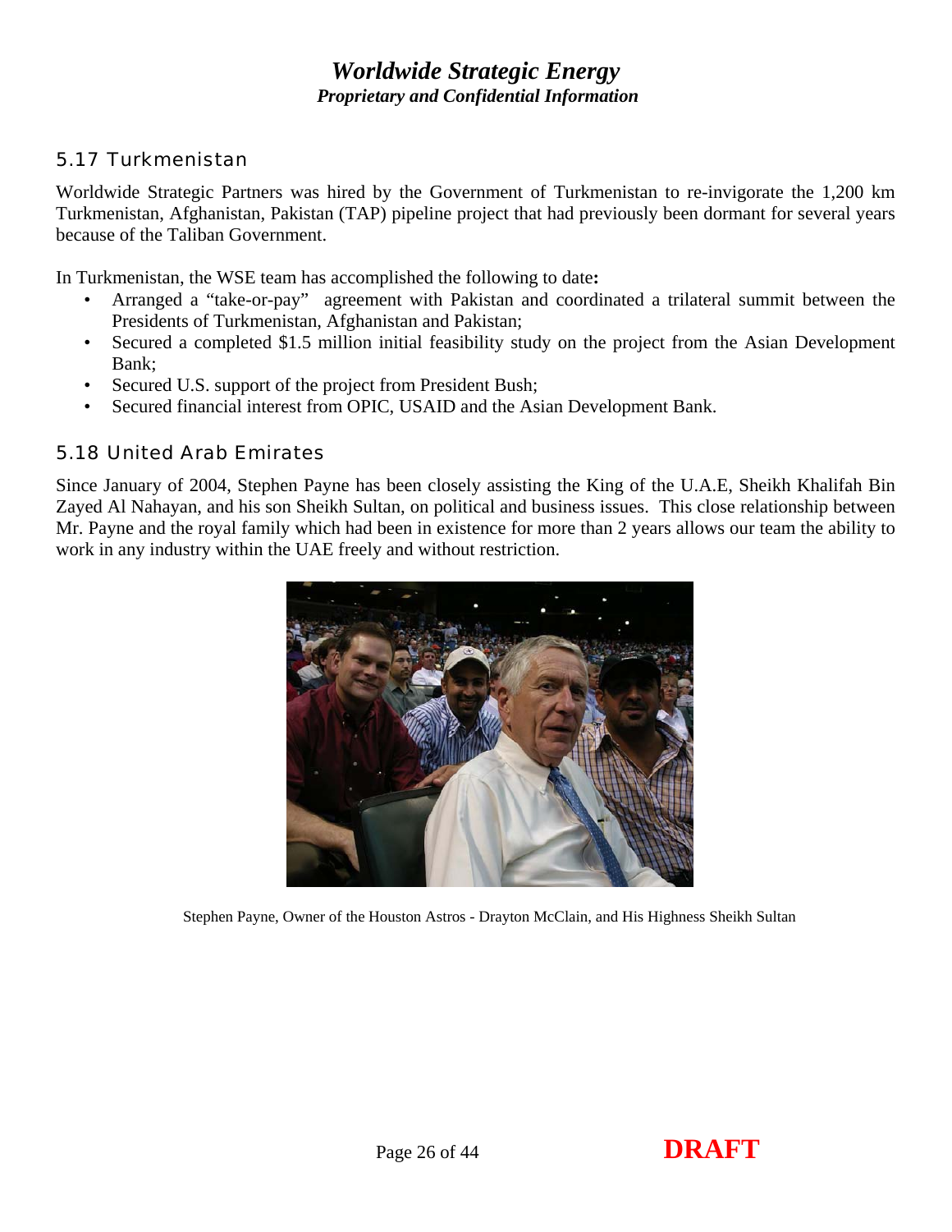## 5.17 Turkmenistan

Worldwide Strategic Partners was hired by the Government of Turkmenistan to re-invigorate the 1,200 km Turkmenistan, Afghanistan, Pakistan (TAP) pipeline project that had previously been dormant for several years because of the Taliban Government.

In Turkmenistan, the WSE team has accomplished the following to date**:**

- Arranged a "take-or-pay" agreement with Pakistan and coordinated a trilateral summit between the Presidents of Turkmenistan, Afghanistan and Pakistan;
- Secured a completed $1.5 million initial feasibility study on the project from the Asian Development Bank;
- Secured U.S. support of the project from President Bush;
- Secured financial interest from OPIC, USAID and the Asian Development Bank.

## 5.18 United Arab Emirates

Since January of 2004, Stephen Payne has been closely assisting the King of the U.A.E, Sheikh Khalifah Bin Zayed Al Nahayan, and his son Sheikh Sultan, on political and business issues. This close relationship between Mr. Payne and the royal family which had been in existence for more than 2 years allows our team the ability to work in any industry within the UAE freely and without restriction.

Stephen Payne, Owner of the Houston Astros - Drayton McClain, and His Highness Sheikh Sultan

DRAFT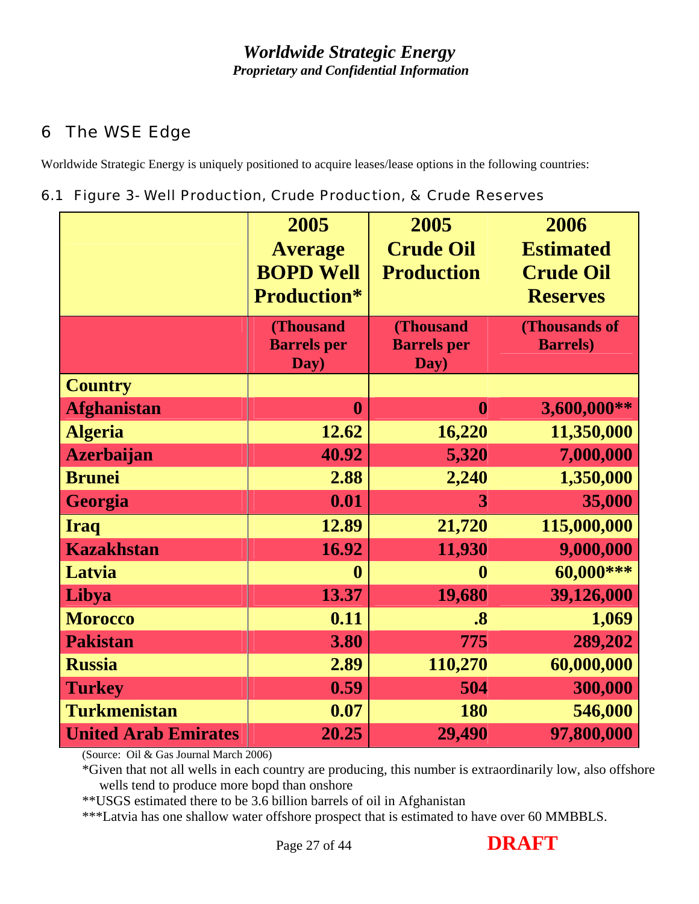# 6 The WSE Edge

Worldwide Strategic Energy is uniquely positioned to acquire leases/lease options in the following countries:

## 6.1 Figure 3- Well Production, Crude Production, & Crude Reserves

| | 2005 Average BOPD Well Production* | 2005 Crude Oil Production | 2006 Estimated Crude Oil Reserves |
|---|---|---|---|
| | (Thousand Barrels per Day) | (Thousand Barrels per Day) | (Thousands of Barrels) |
| **Country** | | | |
| **Afghanistan** | **0** | **0** | **3,600,000**** |
| **Algeria** | **12.62** | **16,220** | **11,350,000** |
| **Azerbaijan** | **40.92** | **5,320** | **7,000,000** |
| **Brunei** | **2.88** | **2,240** | **1,350,000** |
| **Georgia** | **0.01** | **3** | **35,000** |
| **Iraq** | **12.89** | **21,720** | **115,000,000** |
| **Kazakhstan** | **16.92** | **11,930** | **9,000,000** |
| **Latvia** | **0** | **0** | **60,000***** |
| **Libya** | **13.37** | **19,680** | **39,126,000** |
| **Morocco** | **0.11** | **.8** | **1,069** |
| **Pakistan** | **3.80** | **775** | **289,202** |
| **Russia** | **2.89** | **110,270** | **60,000,000** |
| **Turkey** | **0.59** | **504** | **300,000** |
| **Turkmenistan** | **0.07** | **180** | **546,000** |
| **United Arab Emirates** | **20.25** | **29,490** | **97,800,000** |

(Source: Oil & Gas Journal March 2006)

*Given that not all wells in each country are producing, this number is extraordinarily low, also offshore wells tend to produce more bopd than onshore

**USGS estimated there to be 3.6 billion barrels of oil in Afghanistan

***Latvia has one shallow water offshore prospect that is estimated to have over 60 MMBBLS.

**DRAFT**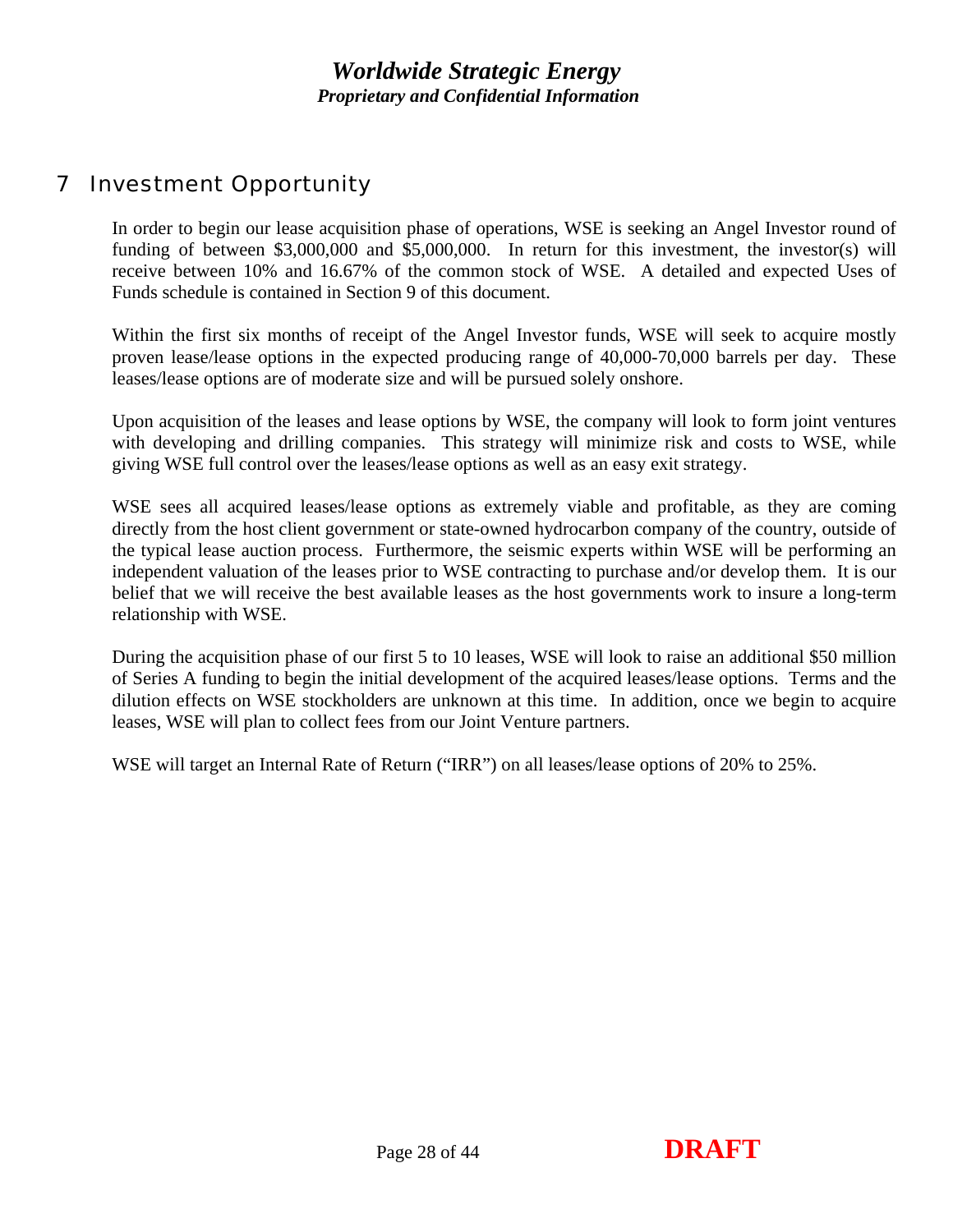# 7 Investment Opportunity

In order to begin our lease acquisition phase of operations, WSE is seeking an Angel Investor round of funding of between $3,000,000 and $5,000,000. In return for this investment, the investor(s) will receive between 10% and 16.67% of the common stock of WSE. A detailed and expected Uses of Funds schedule is contained in Section 9 of this document.

Within the first six months of receipt of the Angel Investor funds, WSE will seek to acquire mostly proven lease/lease options in the expected producing range of 40,000-70,000 barrels per day. These leases/lease options are of moderate size and will be pursued solely onshore.

Upon acquisition of the leases and lease options by WSE, the company will look to form joint ventures with developing and drilling companies. This strategy will minimize risk and costs to WSE, while giving WSE full control over the leases/lease options as well as an easy exit strategy.

WSE sees all acquired leases/lease options as extremely viable and profitable, as they are coming directly from the host client government or state-owned hydrocarbon company of the country, outside of the typical lease auction process. Furthermore, the seismic experts within WSE will be performing an independent valuation of the leases prior to WSE contracting to purchase and/or develop them. It is our belief that we will receive the best available leases as the host governments work to insure a long-term relationship with WSE.

During the acquisition phase of our first 5 to 10 leases, WSE will look to raise an additional $50 million of Series A funding to begin the initial development of the acquired leases/lease options. Terms and the dilution effects on WSE stockholders are unknown at this time. In addition, once we begin to acquire leases, WSE will plan to collect fees from our Joint Venture partners.

WSE will target an Internal Rate of Return ("IRR") on all leases/lease options of 20% to 25%.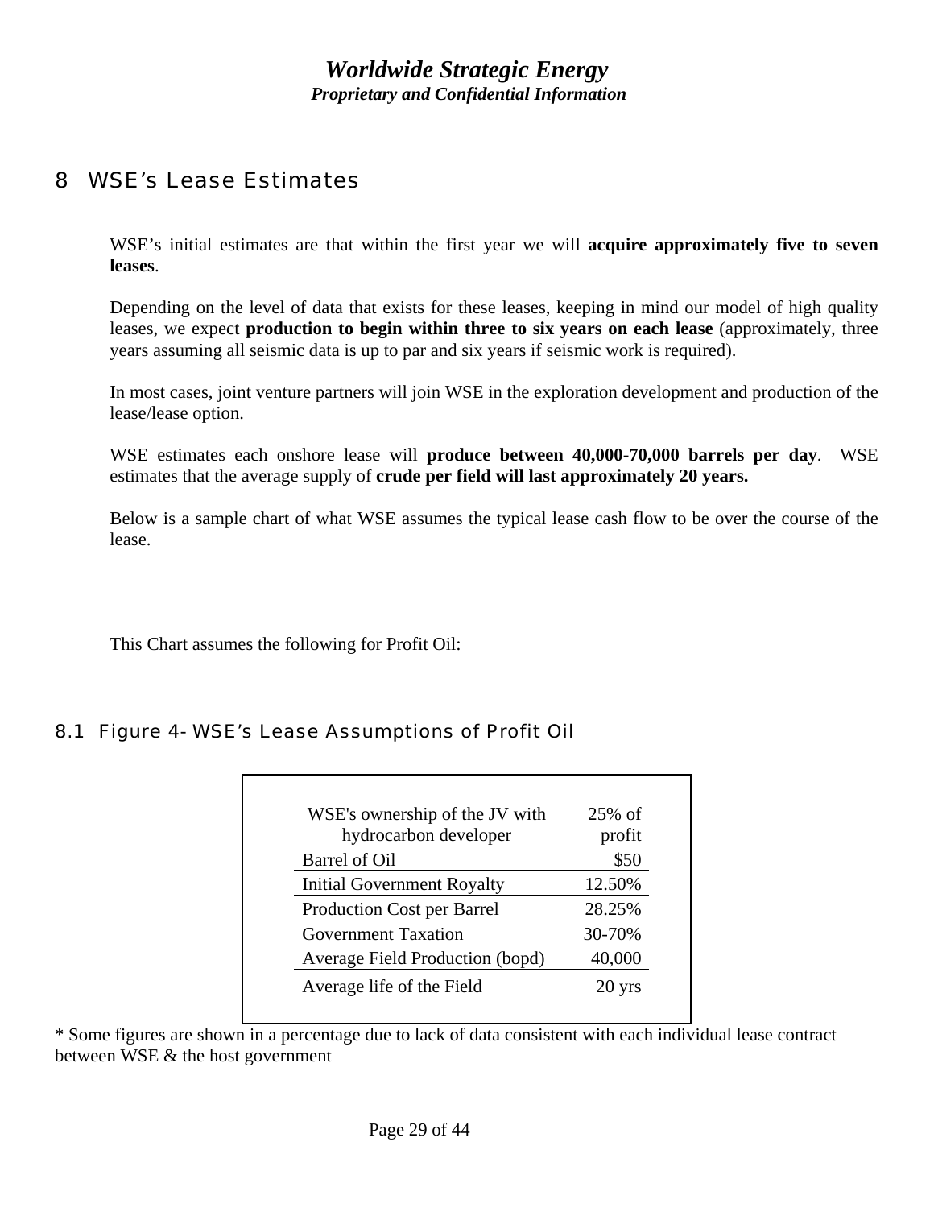# 8 WSE's Lease Estimates

WSE's initial estimates are that within the first year we will **acquire approximately five to seven leases**.

Depending on the level of data that exists for these leases, keeping in mind our model of high quality leases, we expect **production to begin within three to six years on each lease** (approximately, three years assuming all seismic data is up to par and six years if seismic work is required).

In most cases, joint venture partners will join WSE in the exploration development and production of the lease/lease option.

WSE estimates each onshore lease will **produce between 40,000-70,000 barrels per day**. WSE estimates that the average supply of **crude per field will last approximately 20 years.**

Below is a sample chart of what WSE assumes the typical lease cash flow to be over the course of the lease.

This Chart assumes the following for Profit Oil:

## 8.1 Figure 4- WSE's Lease Assumptions of Profit Oil

| WSE's ownership of the JV with hydrocarbon developer | 25% of profit |
|---|---|
| Barrel of Oil | $50 |
| Initial Government Royalty | 12.50% |
| Production Cost per Barrel | 28.25% |
| Government Taxation | 30-70% |
| Average Field Production (bopd) | 40,000 |
| Average life of the Field | 20 yrs |

* Some figures are shown in a percentage due to lack of data consistent with each individual lease contract between WSE & the host government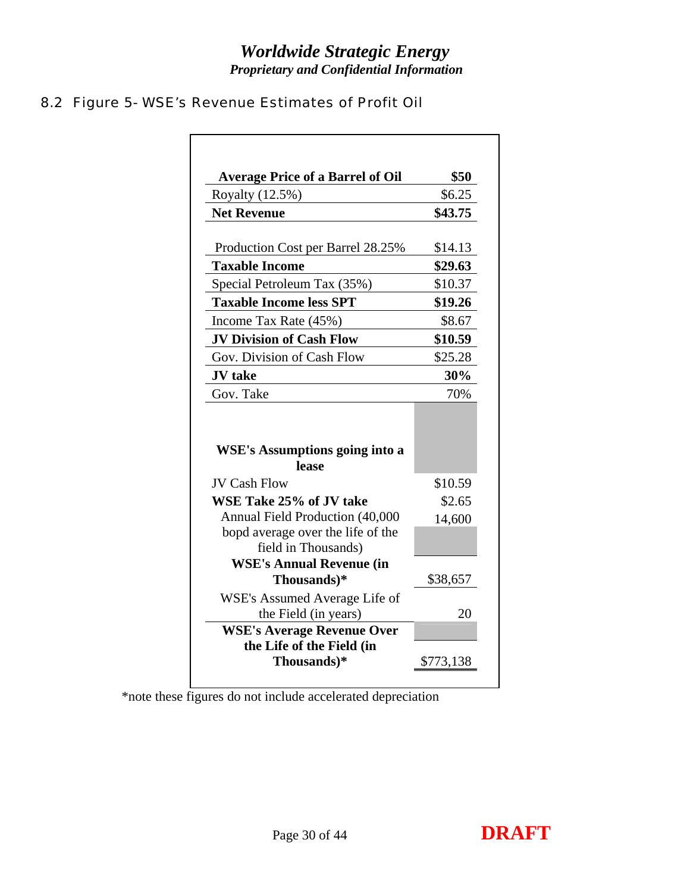## 8.2 Figure 5- WSE's Revenue Estimates of Profit Oil

| **Average Price of a Barrel of Oil** | **$50** |
|---|---|
| Royalty (12.5%) | $6.25 |
| **Net Revenue** | **$43.75** |
| | |
| Production Cost per Barrel 28.25% | $14.13 |
| **Taxable Income** | **$29.63** |
| Special Petroleum Tax (35%) | $10.37 |
| **Taxable Income less SPT** | **$19.26** |
| Income Tax Rate (45%) | $8.67 |
| **JV Division of Cash Flow** | **$10.59** |
| Gov. Division of Cash Flow | $25.28 |
| **JV take** | **30%** |
| Gov. Take | 70% |
| | |
| **WSE's Assumptions going into a lease** | |
| JV Cash Flow | $10.59 |
| **WSE Take 25% of JV take** | $2.65 |
| Annual Field Production (40,000 bopd average over the life of the field in Thousands) | 14,600 |
| **WSE's Annual Revenue (in Thousands)*** | $38,657 |
| WSE's Assumed Average Life of the Field (in years) | 20 |
| **WSE's Average Revenue Over the Life of the Field (in Thousands)*** | $773,138 |

*note these figures do not include accelerated depreciation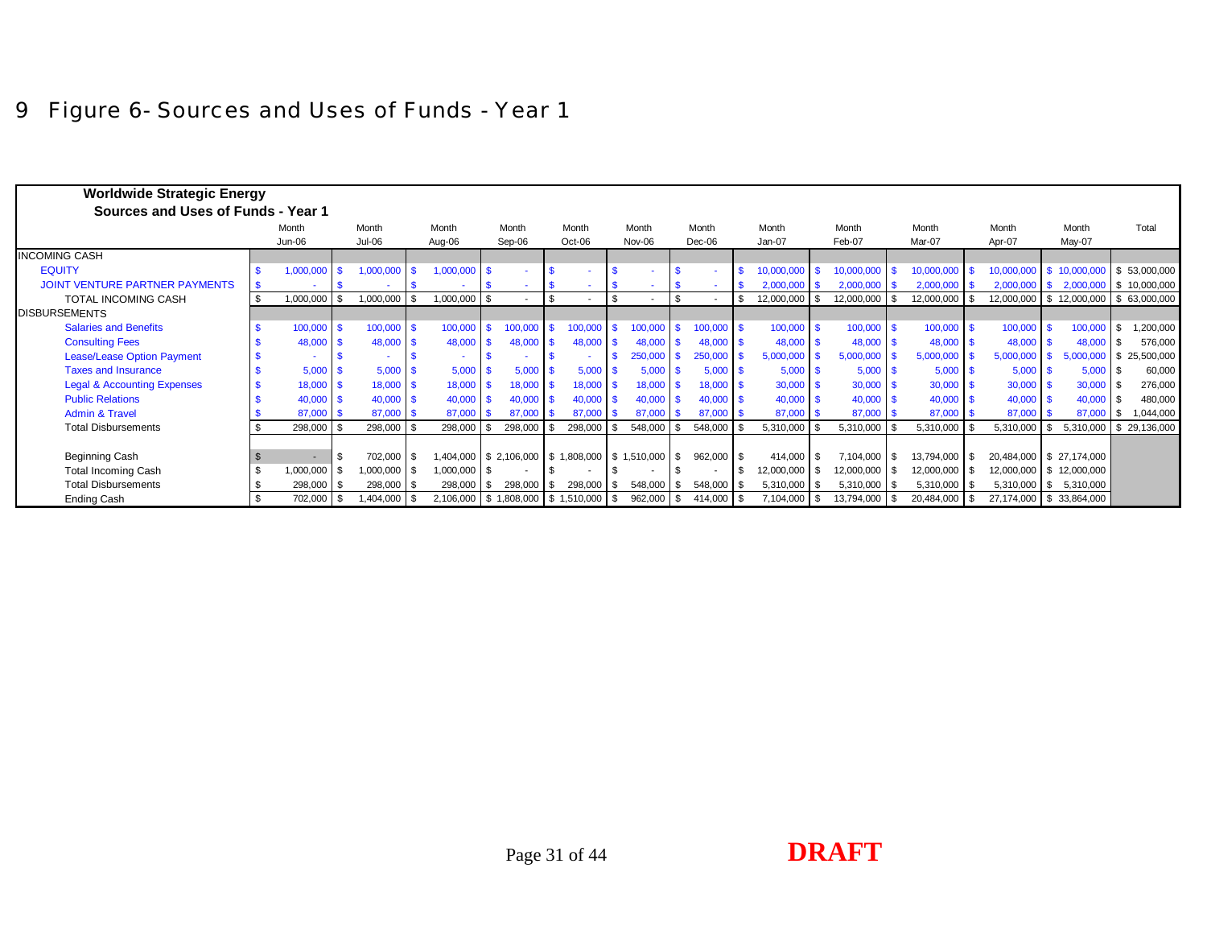# 9 Figure 6- Sources and Uses of Funds - Year 1

**Worldwide Strategic Energy**

**Sources and Uses of Funds - Year 1**

| | Month Jun-06 | Month Jul-06 | Month Aug-06 | Month Sep-06 | Month Oct-06 | Month Nov-06 | Month Dec-06 | Month Jan-07 | Month Feb-07 | Month Mar-07 | Month Apr-07 | Month May-07 | Total |
|---|---|---|---|---|---|---|---|---|---|---|---|---|---|
| INCOMING CASH | | | | | | | | | | | | | |
| EQUITY | $ 1,000,000 | $ 1,000,000 | $ 1,000,000 | $ - | $ - | $ - | $ - | $ 10,000,000 | $ 10,000,000 | $ 10,000,000 | $ 10,000,000 | $ 10,000,000 | $ 53,000,000 |
| JOINT VENTURE PARTNER PAYMENTS | $ - | $ - | $ - | $ - | $ - | $ - | $ - | $ 2,000,000 | $ 2,000,000 | $ 2,000,000 | $ 2,000,000 | $ 2,000,000 | $ 10,000,000 |
| TOTAL INCOMING CASH | $ 1,000,000 | $ 1,000,000 | $ 1,000,000 | $ - | $ - | $ - | $ - | $ 12,000,000 | $ 12,000,000 | $ 12,000,000 | $ 12,000,000 | $ 12,000,000 | $ 63,000,000 |
| DISBURSEMENTS | | | | | | | | | | | | | |
| Salaries and Benefits | $ 100,000 | $ 100,000 | $ 100,000 | $ 100,000 | $ 100,000 | $ 100,000 | $ 100,000 | $ 100,000 | $ 100,000 | $ 100,000 | $ 100,000 | $ 100,000 | $ 1,200,000 |
| Consulting Fees | $ 48,000 | $ 48,000 | $ 48,000 | $ 48,000 | $ 48,000 | $ 48,000 | $ 48,000 | $ 48,000 | $ 48,000 | $ 48,000 | $ 48,000 | $ 48,000 | $ 576,000 |
| Lease/Lease Option Payment | $ - | $ - | $ - | $ - | $ - | $ 250,000 | $ 250,000 | $ 5,000,000 | $ 5,000,000 | $ 5,000,000 | $ 5,000,000 | $ 5,000,000 | $ 25,500,000 |
| Taxes and Insurance | $ 5,000 | $ 5,000 | $ 5,000 | $ 5,000 | $ 5,000 | $ 5,000 | $ 5,000 | $ 5,000 | $ 5,000 | $ 5,000 | $ 5,000 | $ 5,000 | $ 60,000 |
| Legal & Accounting Expenses | $ 18,000 | $ 18,000 | $ 18,000 | $ 18,000 | $ 18,000 | $ 18,000 | $ 18,000 | $ 30,000 | $ 30,000 | $ 30,000 | $ 30,000 | $ 30,000 | $ 276,000 |
| Public Relations | $ 40,000 | $ 40,000 | $ 40,000 | $ 40,000 | $ 40,000 | $ 40,000 | $ 40,000 | $ 40,000 | $ 40,000 | $ 40,000 | $ 40,000 | $ 40,000 | $ 480,000 |
| Admin & Travel | $ 87,000 | $ 87,000 | $ 87,000 | $ 87,000 | $ 87,000 | $ 87,000 | $ 87,000 | $ 87,000 | $ 87,000 | $ 87,000 | $ 87,000 | $ 87,000 | $ 1,044,000 |
| Total Disbursements | $ 298,000 | $ 298,000 | $ 298,000 | $ 298,000 | $ 298,000 | $ 548,000 | $ 548,000 | $ 5,310,000 | $ 5,310,000 | $ 5,310,000 | $ 5,310,000 | $ 5,310,000 | $ 29,136,000 |
| | | | | | | | | | | | | | |
| Beginning Cash | $ - | $ 702,000 | $ 1,404,000 | $ 2,106,000 | $ 1,808,000 | $ 1,510,000 | $ 962,000 | $ 414,000 | $ 7,104,000 | $ 13,794,000 | $ 20,484,000 | $ 27,174,000 | |
| Total Incoming Cash | $ 1,000,000 | $ 1,000,000 | $ 1,000,000 | $ - | $ - | $ - | $ - | $ 12,000,000 | $ 12,000,000 | $ 12,000,000 | $ 12,000,000 | $ 12,000,000 | |
| Total Disbursements | $ 298,000 | $ 298,000 | $ 298,000 | $ 298,000 | $ 298,000 | $ 548,000 | $ 548,000 | $ 5,310,000 | $ 5,310,000 | $ 5,310,000 | $ 5,310,000 | $ 5,310,000 | |
| Ending Cash | $ 702,000 | $ 1,404,000 | $ 2,106,000 | $ 1,808,000 | $ 1,510,000 | $ 962,000 | $ 414,000 | $ 7,104,000 | $ 13,794,000 | $ 20,484,000 | $ 27,174,000 | $ 33,864,000 | |

**DRAFT**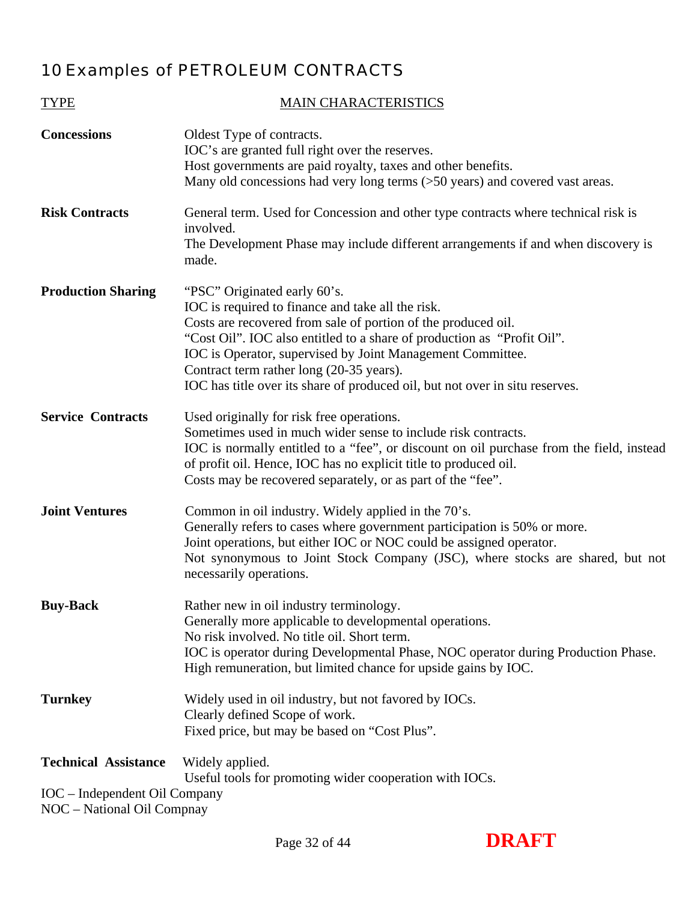# 10 Examples of PETROLEUM CONTRACTS

| TYPE | MAIN CHARACTERISTICS |
|---|---|
| **Concessions** | Oldest Type of contracts.<br>IOC's are granted full right over the reserves.<br>Host governments are paid royalty, taxes and other benefits.<br>Many old concessions had very long terms (>50 years) and covered vast areas. |
| **Risk Contracts** | General term. Used for Concession and other type contracts where technical risk is involved.<br>The Development Phase may include different arrangements if and when discovery is made. |
| **Production Sharing** | "PSC" Originated early 60's.<br>IOC is required to finance and take all the risk.<br>Costs are recovered from sale of portion of the produced oil.<br>"Cost Oil". IOC also entitled to a share of production as "Profit Oil".<br>IOC is Operator, supervised by Joint Management Committee.<br>Contract term rather long (20-35 years).<br>IOC has title over its share of produced oil, but not over in situ reserves. |
| **Service Contracts** | Used originally for risk free operations.<br>Sometimes used in much wider sense to include risk contracts.<br>IOC is normally entitled to a "fee", or discount on oil purchase from the field, instead of profit oil. Hence, IOC has no explicit title to produced oil.<br>Costs may be recovered separately, or as part of the "fee". |
| **Joint Ventures** | Common in oil industry. Widely applied in the 70's.<br>Generally refers to cases where government participation is 50% or more.<br>Joint operations, but either IOC or NOC could be assigned operator.<br>Not synonymous to Joint Stock Company (JSC), where stocks are shared, but not necessarily operations. |
| **Buy-Back** | Rather new in oil industry terminology.<br>Generally more applicable to developmental operations.<br>No risk involved. No title oil. Short term.<br>IOC is operator during Developmental Phase, NOC operator during Production Phase.<br>High remuneration, but limited chance for upside gains by IOC. |
| **Turnkey** | Widely used in oil industry, but not favored by IOCs.<br>Clearly defined Scope of work.<br>Fixed price, but may be based on "Cost Plus". |
| **Technical Assistance** | Widely applied.<br>Useful tools for promoting wider cooperation with IOCs. |

IOC – Independent Oil Company
NOC – National Oil Compnay

**DRAFT**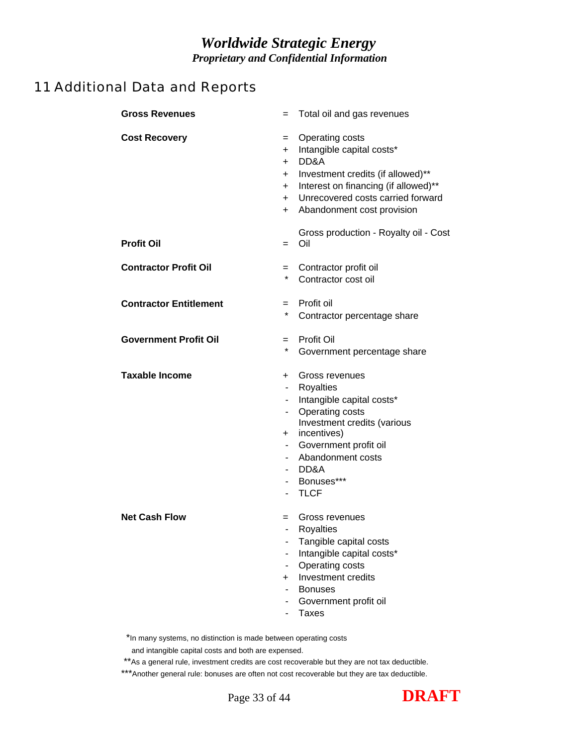## 11 Additional Data and Reports

| | | |
|---|---|---|
| **Gross Revenues** | = | Total oil and gas revenues |
| **Cost Recovery** | = | Operating costs |
| | + | Intangible capital costs* |
| | + | DD&A |
| | + | Investment credits (if allowed)** |
| | + | Interest on financing (if allowed)** |
| | + | Unrecovered costs carried forward |
| | + | Abandonment cost provision |
| **Profit Oil** | = | Gross production - Royalty oil - Cost Oil |
| **Contractor Profit Oil** | = | Contractor profit oil |
| | * | Contractor cost oil |
| **Contractor Entitlement** | = | Profit oil |
| | * | Contractor percentage share |
| **Government Profit Oil** | = | Profit Oil |
| | * | Government percentage share |
| **Taxable Income** | + | Gross revenues |
| | - | Royalties |
| | - | Intangible capital costs* |
| | - | Operating costs |
| | + | Investment credits (various incentives) |
| | - | Government profit oil |
| | - | Abandonment costs |
| | - | DD&A |
| | - | Bonuses*** |
| | - | TLCF |
| **Net Cash Flow** | = | Gross revenues |
| | - | Royalties |
| | - | Tangible capital costs |
| | - | Intangible capital costs* |
| | - | Operating costs |
| | + | Investment credits |
| | - | Bonuses |
| | - | Government profit oil |
| | - | Taxes |

*In many systems, no distinction is made between operating costs and intangible capital costs and both are expensed.

**As a general rule, investment credits are cost recoverable but they are not tax deductible.

***Another general rule: bonuses are often not cost recoverable but they are tax deductible.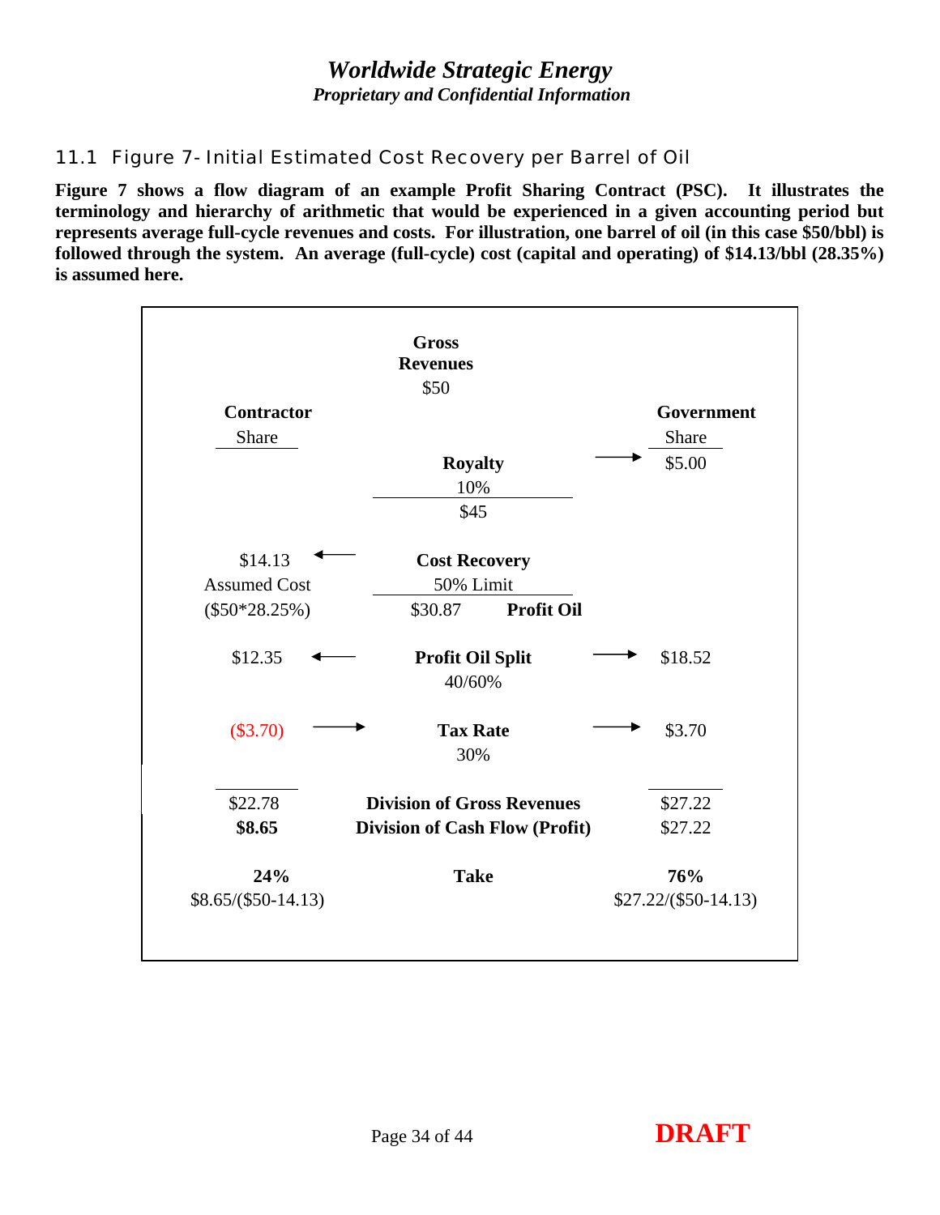## 11.1 Figure 7- Initial Estimated Cost Recovery per Barrel of Oil

**Figure 7 shows a flow diagram of an example Profit Sharing Contract (PSC). It illustrates the terminology and hierarchy of arithmetic that would be experienced in a given accounting period but represents average full-cycle revenues and costs. For illustration, one barrel of oil (in this case $50/bbl) is followed through the system. An average (full-cycle) cost (capital and operating) of $14.13/bbl (28.35%) is assumed here.**

| **Contractor** Share | | **Gross Revenues** $50 | | **Government** Share |
|---|---|---|---|---|
| | | **Royalty** 10% → $45 | → | $5.00 |
| $14.13 Assumed Cost ($50*28.25%) | ← | **Cost Recovery** 50% Limit → $30.87 **Profit Oil** | | |
| $12.35 | ← | **Profit Oil Split** 40/60% | → | $18.52 |
| ($3.70) | → | **Tax Rate** 30% | → | $3.70 |
| $22.78 | | **Division of Gross Revenues** | | $27.22 |
| **$8.65** | | **Division of Cash Flow (Profit)** | | $27.22 |
| **24%** $8.65/($50-14.13) | | **Take** | | **76%** $27.22/($50-14.13) |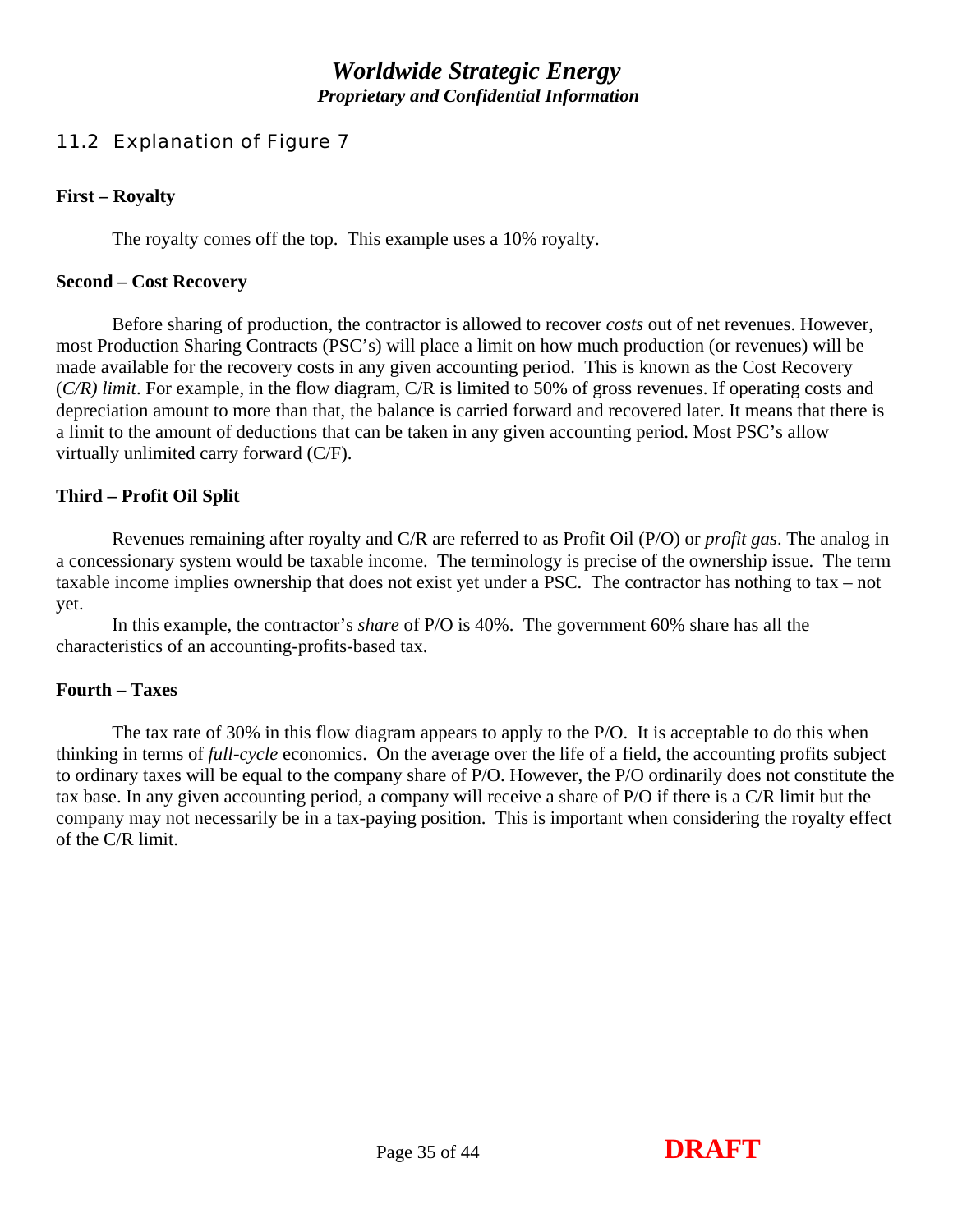## 11.2 Explanation of Figure 7

**First – Royalty**

The royalty comes off the top. This example uses a 10% royalty.

**Second – Cost Recovery**

Before sharing of production, the contractor is allowed to recover *costs* out of net revenues. However, most Production Sharing Contracts (PSC's) will place a limit on how much production (or revenues) will be made available for the recovery costs in any given accounting period. This is known as the Cost Recovery (*C/R) limit*. For example, in the flow diagram, C/R is limited to 50% of gross revenues. If operating costs and depreciation amount to more than that, the balance is carried forward and recovered later. It means that there is a limit to the amount of deductions that can be taken in any given accounting period. Most PSC's allow virtually unlimited carry forward (C/F).

**Third – Profit Oil Split**

Revenues remaining after royalty and C/R are referred to as Profit Oil (P/O) or *profit gas*. The analog in a concessionary system would be taxable income. The terminology is precise of the ownership issue. The term taxable income implies ownership that does not exist yet under a PSC. The contractor has nothing to tax – not yet.

In this example, the contractor's *share* of P/O is 40%. The government 60% share has all the characteristics of an accounting-profits-based tax.

**Fourth – Taxes**

The tax rate of 30% in this flow diagram appears to apply to the P/O. It is acceptable to do this when thinking in terms of *full-cycle* economics. On the average over the life of a field, the accounting profits subject to ordinary taxes will be equal to the company share of P/O. However, the P/O ordinarily does not constitute the tax base. In any given accounting period, a company will receive a share of P/O if there is a C/R limit but the company may not necessarily be in a tax-paying position. This is important when considering the royalty effect of the C/R limit.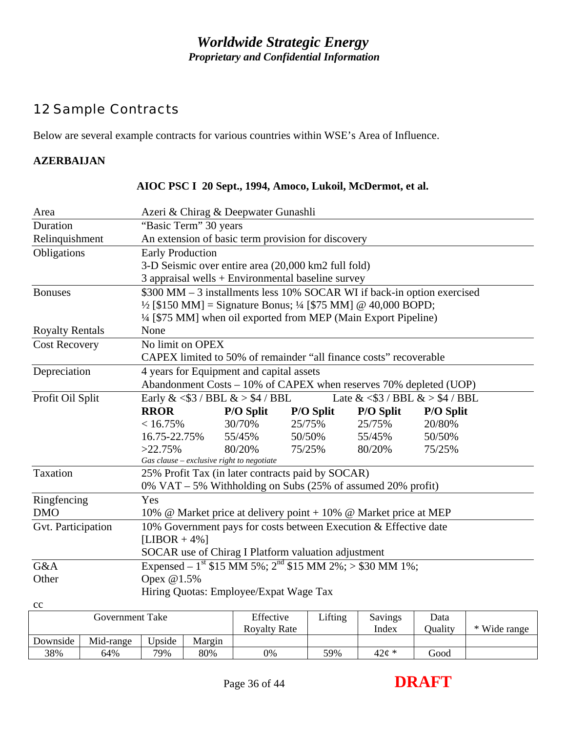## 12 Sample Contracts

Below are several example contracts for various countries within WSE's Area of Influence.

**AZERBAIJAN**

**AIOC PSC I 20 Sept., 1994, Amoco, Lukoil, McDermot, et al.**

| | | | | | |
|---|---|---|---|---|---|
| Area | Azeri & Chirag & Deepwater Gunashli | | | | |
| Duration | "Basic Term" 30 years | | | | |
| Relinquishment | An extension of basic term provision for discovery | | | | |
| Obligations | Early Production<br>3-D Seismic over entire area (20,000 km2 full fold)<br>3 appraisal wells + Environmental baseline survey | | | | |
| Bonuses | \$300 MM – 3 installments less 10% SOCAR WI if back-in option exercised<br>½ [\$150 MM] = Signature Bonus; ¼ [\$75 MM] @ 40,000 BOPD;<br>¼ [\$75 MM] when oil exported from MEP (Main Export Pipeline) | | | | |
| Royalty Rentals | None | | | | |
| Cost Recovery | No limit on OPEX<br>CAPEX limited to 50% of remainder "all finance costs" recoverable | | | | |
| Depreciation | 4 years for Equipment and capital assets<br>Abandonment Costs – 10% of CAPEX when reserves 70% depleted (UOP) | | | | |
| Profit Oil Split | Early & <\$3 / BBL & > \$4 / BBL | | | Late & <\$3 / BBL & > \$4 / BBL | |
| | **RROR** | **P/O Split** | **P/O Split** | **P/O Split** | **P/O Split** |
| | < 16.75% | 30/70% | 25/75% | 25/75% | 20/80% |
| | 16.75-22.75% | 55/45% | 50/50% | 55/45% | 50/50% |
| | >22.75% | 80/20% | 75/25% | 80/20% | 75/25% |
| | *Gas clause – exclusive right to negotiate* | | | | |
| Taxation | 25% Profit Tax (in later contracts paid by SOCAR)<br>0% VAT – 5% Withholding on Subs (25% of assumed 20% profit) | | | | |
| Ringfencing | Yes | | | | |
| DMO | 10% @ Market price at delivery point + 10% @ Market price at MEP | | | | |
| Gvt. Participation | 10% Government pays for costs between Execution & Effective date<br>[LIBOR + 4%]<br>SOCAR use of Chirag I Platform valuation adjustment | | | | |
| G&A | Expensed – 1st \$15 MM 5%; 2nd \$15 MM 2%; > \$30 MM 1%; | | | | |
| Other | Opex @1.5%<br>Hiring Quotas: Employee/Expat Wage Tax | | | | |

cc

| Government Take | | | | Effective Royalty Rate | Lifting | Savings Index | Data Quality | * Wide range |
|---|---|---|---|---|---|---|---|---|
| Downside | Mid-range | Upside | Margin | | | | | |
| 38% | 64% | 79% | 80% | 0% | 59% | 42¢ * | Good | |

**DRAFT**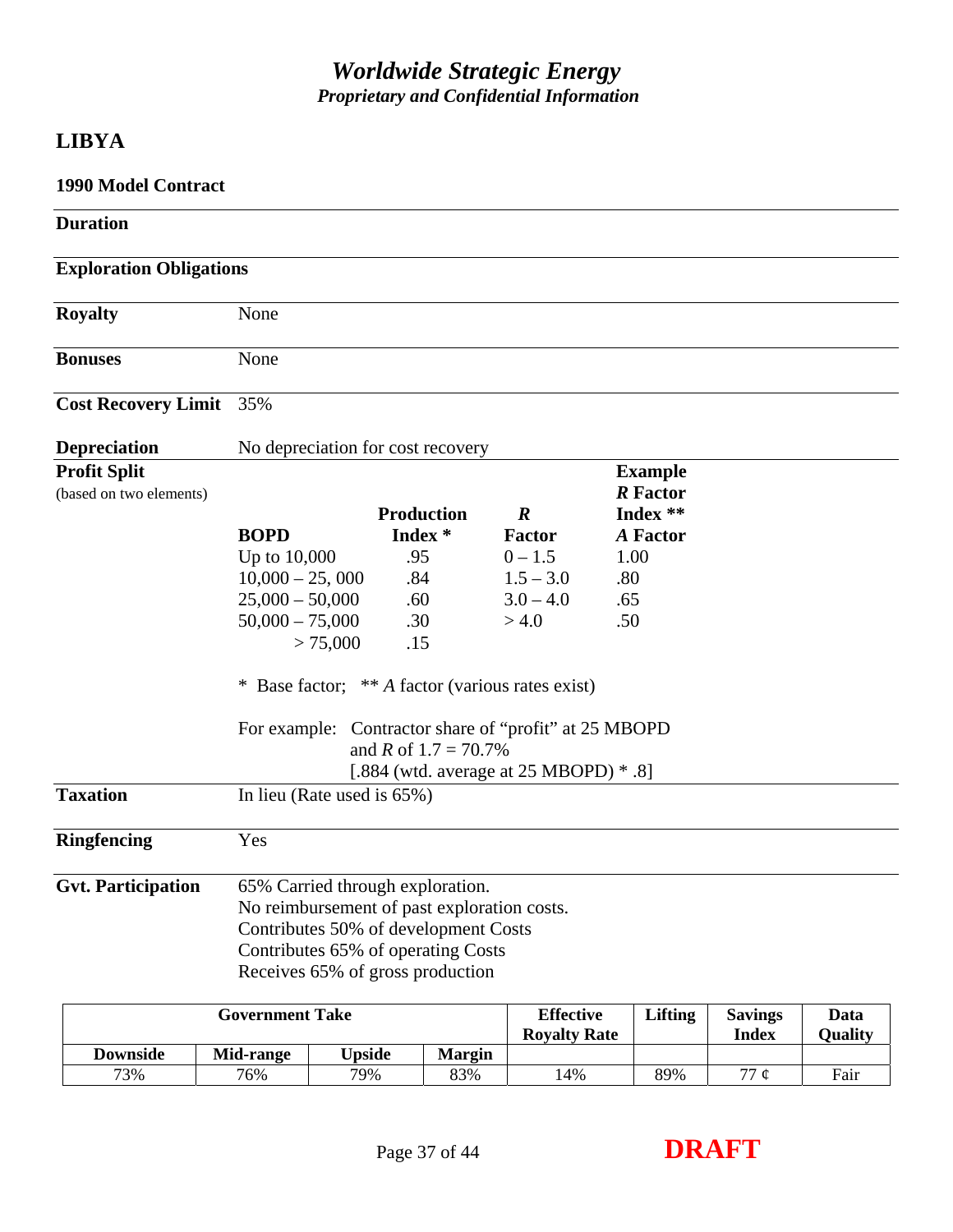# *Worldwide Strategic Energy*

***Proprietary and Confidential Information***

## LIBYA

### 1990 Model Contract

**Duration**

**Exploration Obligations**

**Royalty** None

**Bonuses** None

**Cost Recovery Limit** 35%

**Depreciation** No depreciation for cost recovery

**Profit Split** (based on two elements)

| BOPD | Production Index * | *R* Factor | Example *R* Factor Index ** *A* Factor |
|---|---|---|---|
| Up to 10,000 | .95 | 0 – 1.5 | 1.00 |
| 10,000 – 25, 000 | .84 | 1.5 – 3.0 | .80 |
| 25,000 – 50,000 | .60 | 3.0 – 4.0 | .65 |
| 50,000 – 75,000 | .30 | > 4.0 | .50 |
| > 75,000 | .15 | | |

\* Base factor; ** *A* factor (various rates exist)

For example: Contractor share of "profit" at 25 MBOPD and *R* of 1.7 = 70.7%
[.884 (wtd. average at 25 MBOPD) * .8]

**Taxation** In lieu (Rate used is 65%)

**Ringfencing** Yes

**Gvt. Participation**
65% Carried through exploration.
No reimbursement of past exploration costs.
Contributes 50% of development Costs
Contributes 65% of operating Costs
Receives 65% of gross production

| Government Take | | | | Effective Royalty Rate | Lifting | Savings Index | Data Quality |
|---|---|---|---|---|---|---|---|
| Downside | Mid-range | Upside | Margin | | | | |
| 73% | 76% | 79% | 83% | 14% | 89% | 77 ¢ | Fair |

**DRAFT**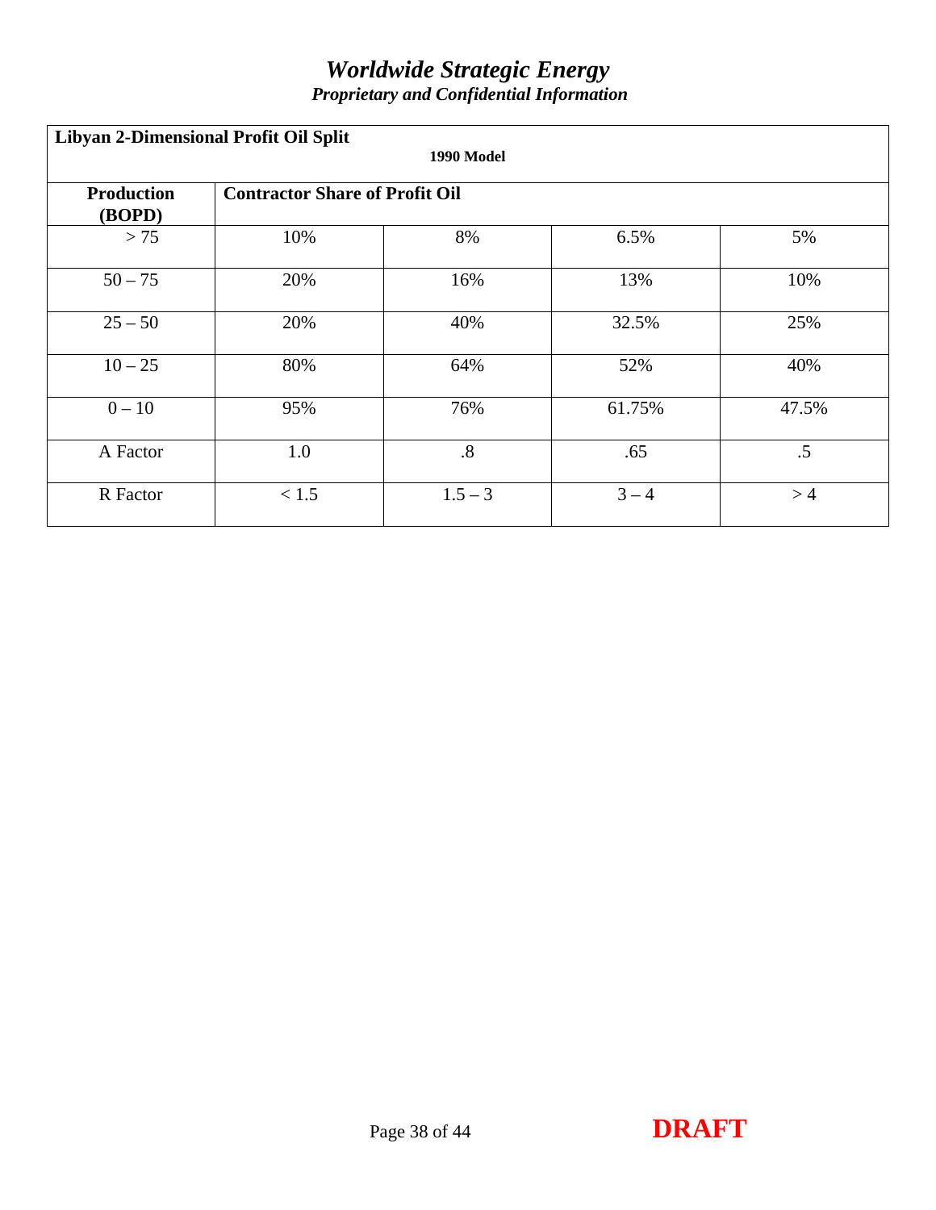| **Libyan 2-Dimensional Profit Oil Split** **1990 Model** | | | | |
|---|---|---|---|---|
| **Production (BOPD)** | **Contractor Share of Profit Oil** | | | |
| > 75 | 10% | 8% | 6.5% | 5% |
| 50 – 75 | 20% | 16% | 13% | 10% |
| 25 – 50 | 20% | 40% | 32.5% | 25% |
| 10 – 25 | 80% | 64% | 52% | 40% |
| 0 – 10 | 95% | 76% | 61.75% | 47.5% |
| A Factor | 1.0 | .8 | .65 | .5 |
| R Factor | < 1.5 | 1.5 – 3 | 3 – 4 | > 4 |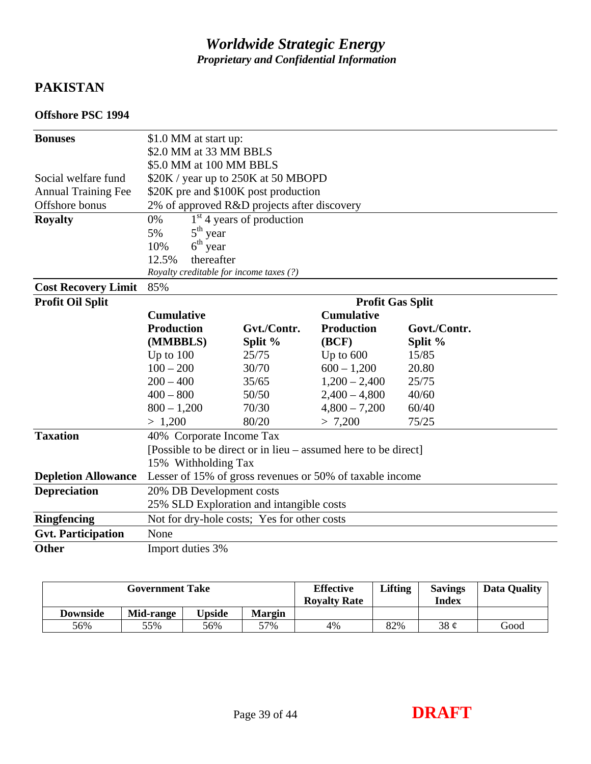## PAKISTAN

### Offshore PSC 1994

| | | | | |
|---|---|---|---|---|
| **Bonuses** | $1.0 MM at start up: | | | |
| | $2.0 MM at 33 MM BBLS | | | |
| | $5.0 MM at 100 MM BBLS | | | |
| Social welfare fund | $20K / year up to 250K at 50 MBOPD | | | |
| Annual Training Fee | $20K pre and $100K post production | | | |
| Offshore bonus | 2% of approved R&D projects after discovery | | | |
| **Royalty** | 0% 1st 4 years of production | | | |
| | 5% 5th year | | | |
| | 10% 6th year | | | |
| | 12.5% thereafter | | | |
| | *Royalty creditable for income taxes (?)* | | | |
| **Cost Recovery Limit** | 85% | | | |
| **Profit Oil Split** | | | **Profit Gas Split** | |
| | **Cumulative Production (MMBBLS)** | **Gvt./Contr. Split %** | **Cumulative Production (BCF)** | **Govt./Contr. Split %** |
| | Up to 100 | 25/75 | Up to 600 | 15/85 |
| | 100 – 200 | 30/70 | 600 – 1,200 | 20.80 |
| | 200 – 400 | 35/65 | 1,200 – 2,400 | 25/75 |
| | 400 – 800 | 50/50 | 2,400 – 4,800 | 40/60 |
| | 800 – 1,200 | 70/30 | 4,800 – 7,200 | 60/40 |
| | > 1,200 | 80/20 | > 7,200 | 75/25 |
| **Taxation** | 40% Corporate Income Tax | | | |
| | [Possible to be direct or in lieu – assumed here to be direct] | | | |
| | 15% Withholding Tax | | | |
| **Depletion Allowance** | Lesser of 15% of gross revenues or 50% of taxable income | | | |
| **Depreciation** | 20% DB Development costs | | | |
| | 25% SLD Exploration and intangible costs | | | |
| **Ringfencing** | Not for dry-hole costs; Yes for other costs | | | |
| **Gvt. Participation** | None | | | |
| **Other** | Import duties 3% | | | |

| **Government Take** | | | | **Effective Royalty Rate** | **Lifting** | **Savings Index** | **Data Quality** |
|---|---|---|---|---|---|---|---|
| **Downside** | **Mid-range** | **Upside** | **Margin** | | | | |
| 56% | 55% | 56% | 57% | 4% | 82% | 38 ¢ | Good |

**DRAFT**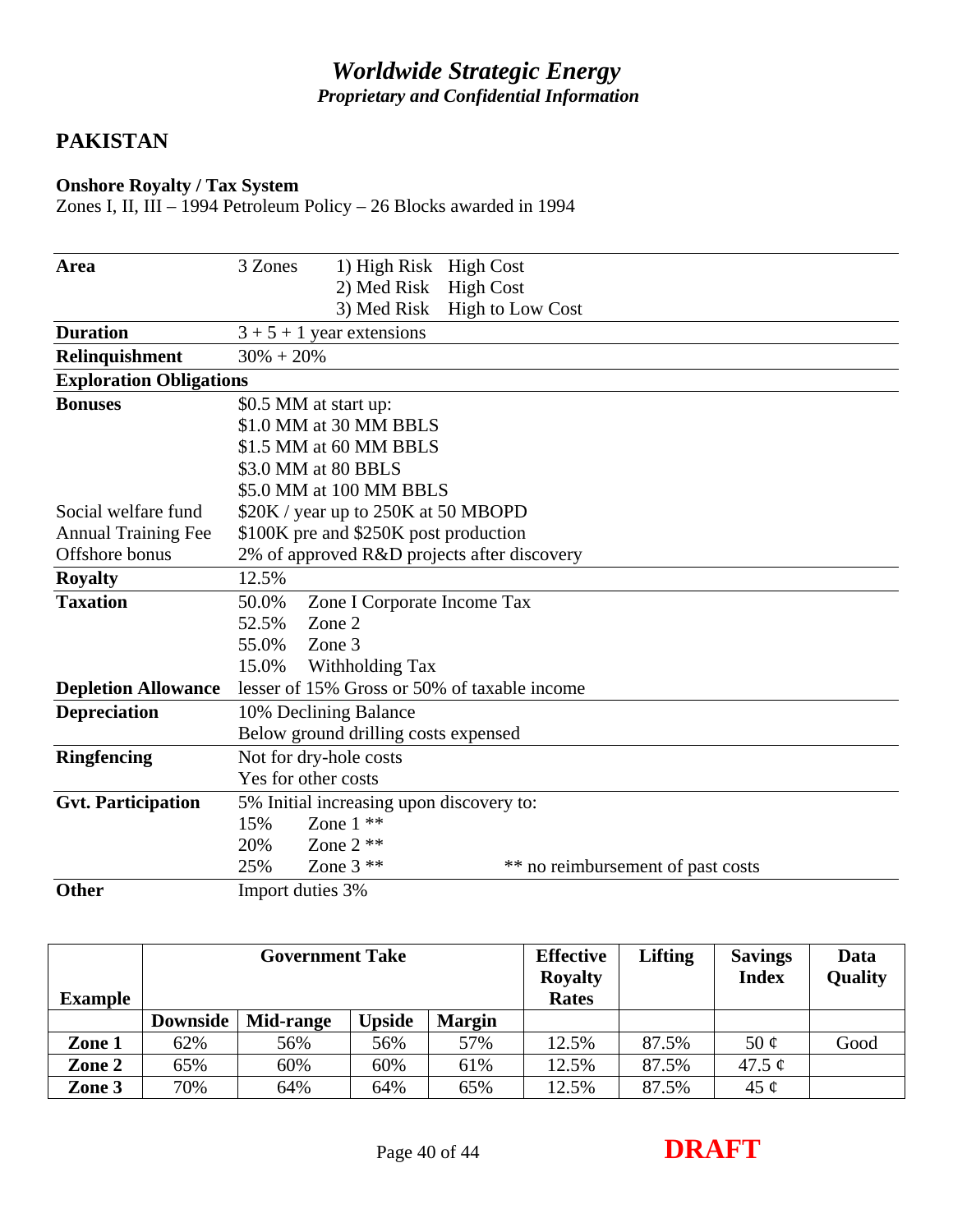## PAKISTAN

**Onshore Royalty / Tax System**
Zones I, II, III – 1994 Petroleum Policy – 26 Blocks awarded in 1994

| | |
|---|---|
| **Area** | 3 Zones 1) High Risk High Cost<br>2) Med Risk High Cost<br>3) Med Risk High to Low Cost |
| **Duration** | 3 + 5 + 1 year extensions |
| **Relinquishment** | 30% + 20% |
| **Exploration Obligations** | |
| **Bonuses** | $0.5 MM at start up:<br>$1.0 MM at 30 MM BBLS<br>$1.5 MM at 60 MM BBLS<br>$3.0 MM at 80 BBLS<br>$5.0 MM at 100 MM BBLS |
| Social welfare fund | $20K / year up to 250K at 50 MBOPD |
| Annual Training Fee | $100K pre and $250K post production |
| Offshore bonus | 2% of approved R&D projects after discovery |
| **Royalty** | 12.5% |
| **Taxation** | 50.0% Zone I Corporate Income Tax<br>52.5% Zone 2<br>55.0% Zone 3<br>15.0% Withholding Tax |
| **Depletion Allowance** | lesser of 15% Gross or 50% of taxable income |
| **Depreciation** | 10% Declining Balance<br>Below ground drilling costs expensed |
| **Ringfencing** | Not for dry-hole costs<br>Yes for other costs |
| **Gvt. Participation** | 5% Initial increasing upon discovery to:<br>15% Zone 1 **<br>20% Zone 2 **<br>25% Zone 3 ** ** no reimbursement of past costs |
| **Other** | Import duties 3% |

| **Example** | **Government Take** | | | | **Effective Royalty Rates** | **Lifting** | **Savings Index** | **Data Quality** |
|---|---|---|---|---|---|---|---|---|
| | **Downside** | **Mid-range** | **Upside** | **Margin** | | | | |
| **Zone 1** | 62% | 56% | 56% | 57% | 12.5% | 87.5% | 50 ¢ | Good |
| **Zone 2** | 65% | 60% | 60% | 61% | 12.5% | 87.5% | 47.5 ¢ | |
| **Zone 3** | 70% | 64% | 64% | 65% | 12.5% | 87.5% | 45 ¢ | |

**DRAFT**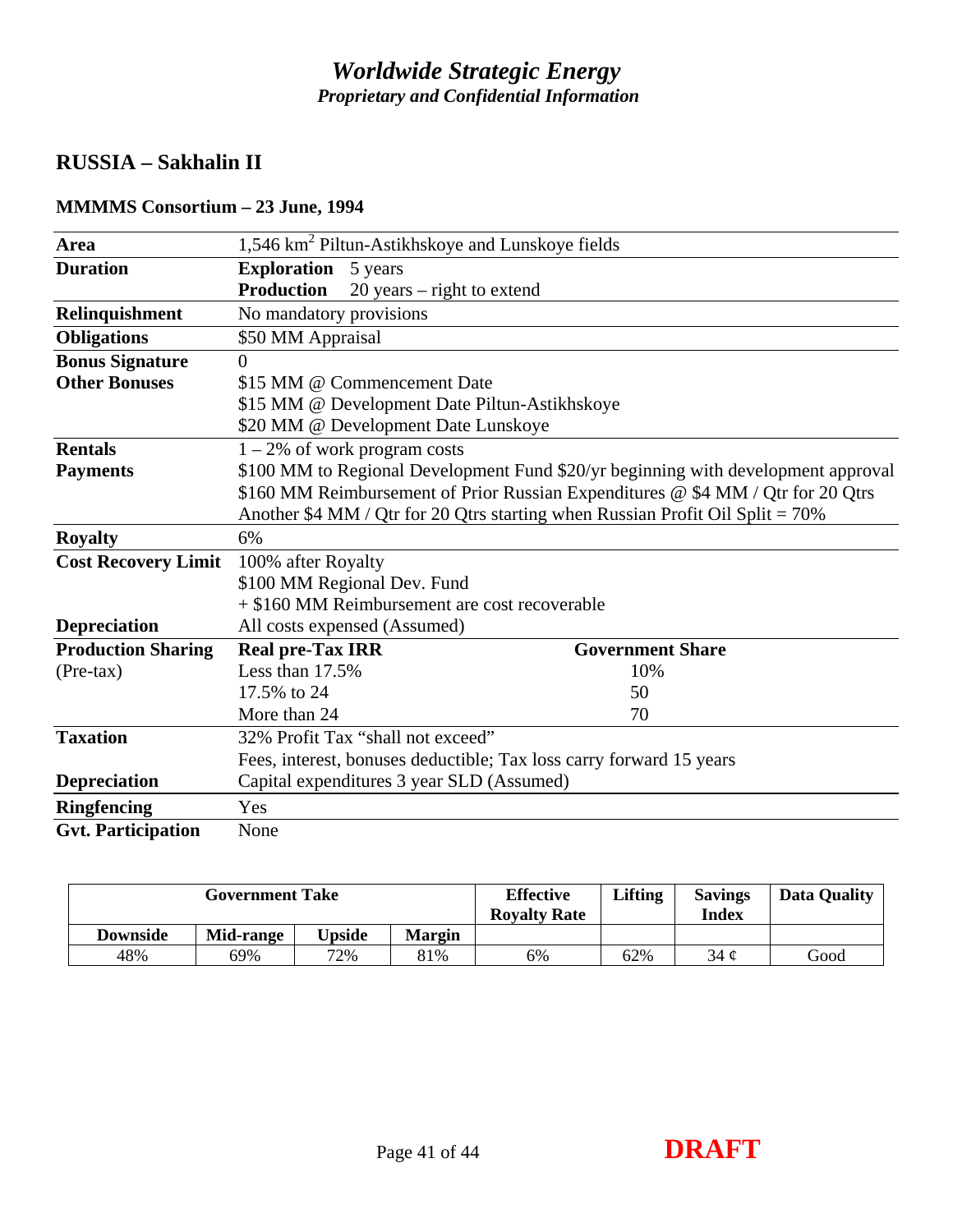*Worldwide Strategic Energy*
*Proprietary and Confidential Information*

## RUSSIA – Sakhalin II

### MMMMS Consortium – 23 June, 1994

| | | |
|---|---|---|
| **Area** | 1,546 km$^2$ Piltun-Astikhskoye and Lunskoye fields | |
| **Duration** | **Exploration** 5 years | |
| | **Production** 20 years – right to extend | |
| **Relinquishment** | No mandatory provisions | |
| **Obligations** | \$50 MM Appraisal | |
| **Bonus Signature** | 0 | |
| **Other Bonuses** | \$15 MM @ Commencement Date | |
| | \$15 MM @ Development Date Piltun-Astikhskoye | |
| | \$20 MM @ Development Date Lunskoye | |
| **Rentals** | 1 – 2% of work program costs | |
| **Payments** | \$100 MM to Regional Development Fund \$20/yr beginning with development approval | |
| | \$160 MM Reimbursement of Prior Russian Expenditures @ \$4 MM / Qtr for 20 Qtrs | |
| | Another \$4 MM / Qtr for 20 Qtrs starting when Russian Profit Oil Split = 70% | |
| **Royalty** | 6% | |
| **Cost Recovery Limit** | 100% after Royalty | |
| | \$100 MM Regional Dev. Fund | |
| | + \$160 MM Reimbursement are cost recoverable | |
| **Depreciation** | All costs expensed (Assumed) | |
| **Production Sharing** | **Real pre-Tax IRR** | **Government Share** |
| (Pre-tax) | Less than 17.5% | 10% |
| | 17.5% to 24 | 50 |
| | More than 24 | 70 |
| **Taxation** | 32% Profit Tax "shall not exceed" | |
| | Fees, interest, bonuses deductible; Tax loss carry forward 15 years | |
| **Depreciation** | Capital expenditures 3 year SLD (Assumed) | |
| **Ringfencing** | Yes | |
| **Gvt. Participation** | None | |

| Government Take | | | | Effective Royalty Rate | Lifting | Savings Index | Data Quality |
|---|---|---|---|---|---|---|---|
| **Downside** | **Mid-range** | **Upside** | **Margin** | | | | |
| 48% | 69% | 72% | 81% | 6% | 62% | 34 ¢ | Good |

**DRAFT**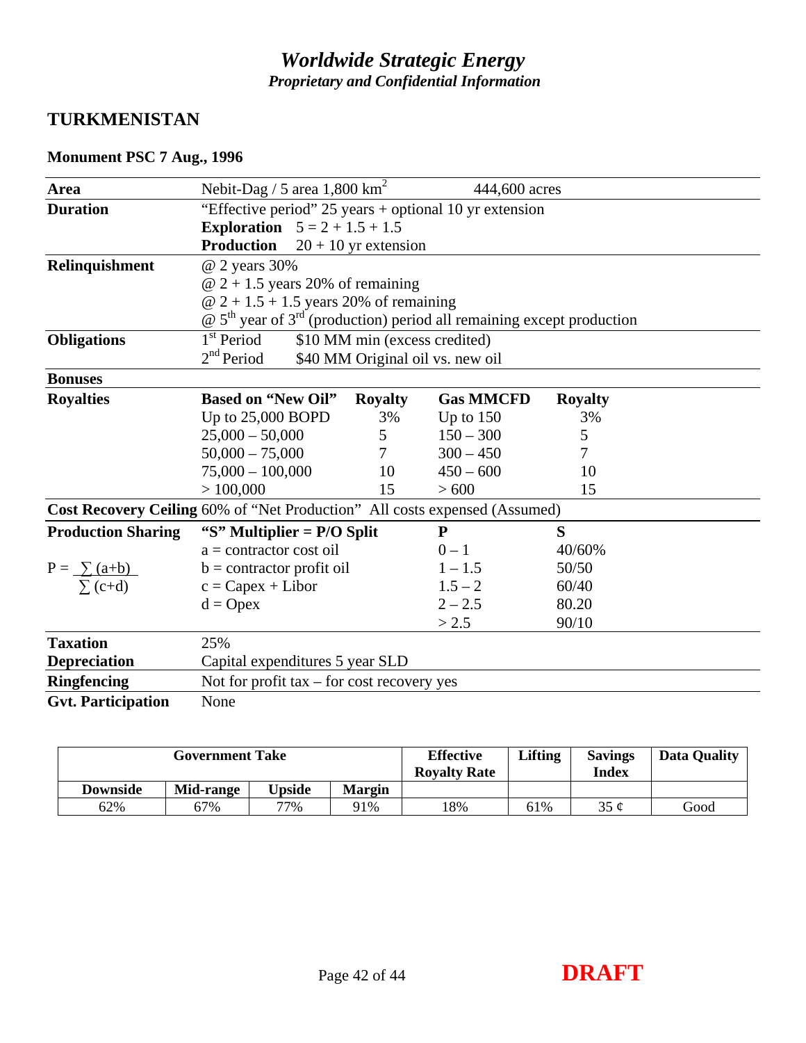*Worldwide Strategic Energy*
*Proprietary and Confidential Information*

## TURKMENISTAN

### Monument PSC 7 Aug., 1996

| | | | | |
|---|---|---|---|---|
| **Area** | Nebit-Dag / 5 area 1,800 km$^2$ | | 444,600 acres | |
| **Duration** | "Effective period" 25 years + optional 10 yr extension | | | |
| | **Exploration** 5 = 2 + 1.5 + 1.5 | | | |
| | **Production** 20 + 10 yr extension | | | |
| **Relinquishment** | @ 2 years 30% | | | |
| | @ 2 + 1.5 years 20% of remaining | | | |
| | @ 2 + 1.5 + 1.5 years 20% of remaining | | | |
| | @ 5th year of 3rd (production) period all remaining except production | | | |
| **Obligations** | 1st Period $10 MM min (excess credited) | | | |
| | 2nd Period $40 MM Original oil vs. new oil | | | |
| **Bonuses** | | | | |
| **Royalties** | **Based on "New Oil"** | **Royalty** | **Gas MMCFD** | **Royalty** |
| | Up to 25,000 BOPD | 3% | Up to 150 | 3% |
| | 25,000 – 50,000 | 5 | 150 – 300 | 5 |
| | 50,000 – 75,000 | 7 | 300 – 450 | 7 |
| | 75,000 – 100,000 | 10 | 450 – 600 | 10 |
| | > 100,000 | 15 | > 600 | 15 |
| **Cost Recovery Ceiling** | 60% of "Net Production" All costs expensed (Assumed) | | | |
| **Production Sharing** | **"S" Multiplier = P/O Split** | | **P** | **S** |
| | a = contractor cost oil | | 0 – 1 | 40/60% |
| $P = \frac{\sum (a+b)}{\sum (c+d)}$ | b = contractor profit oil | | 1 – 1.5 | 50/50 |
| | c = Capex + Libor | | 1.5 – 2 | 60/40 |
| | d = Opex | | 2 – 2.5 | 80.20 |
| | | | > 2.5 | 90/10 |
| **Taxation** | 25% | | | |
| **Depreciation** | Capital expenditures 5 year SLD | | | |
| **Ringfencing** | Not for profit tax – for cost recovery yes | | | |
| **Gvt. Participation** | None | | | |

| Government Take | | | | Effective Royalty Rate | Lifting | Savings Index | Data Quality |
|---|---|---|---|---|---|---|---|
| **Downside** | **Mid-range** | **Upside** | **Margin** | | | | |
| 62% | 67% | 77% | 91% | 18% | 61% | 35 ¢ | Good |

**DRAFT**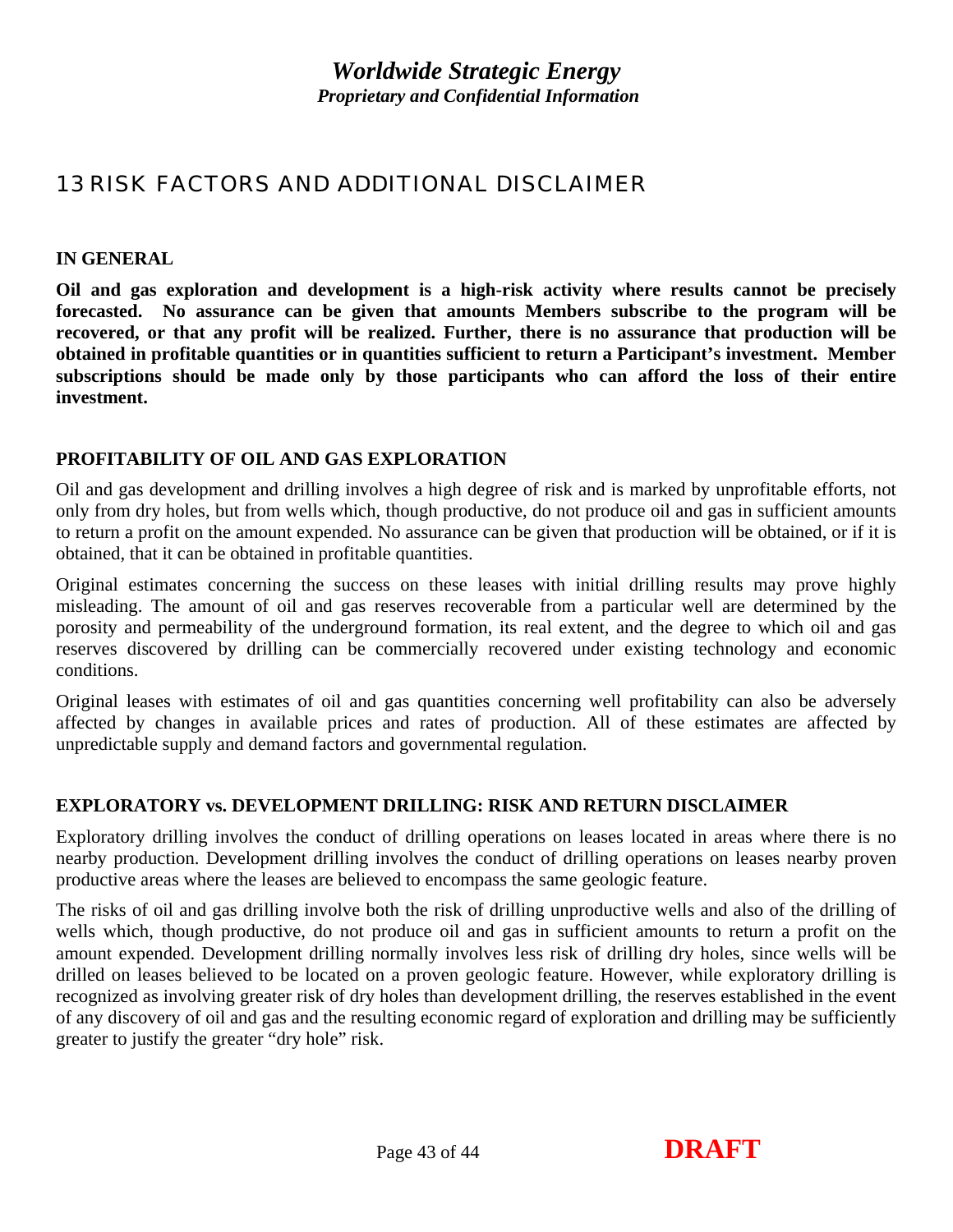# 13 RISK FACTORS AND ADDITIONAL DISCLAIMER

**IN GENERAL**

**Oil and gas exploration and development is a high-risk activity where results cannot be precisely forecasted. No assurance can be given that amounts Members subscribe to the program will be recovered, or that any profit will be realized. Further, there is no assurance that production will be obtained in profitable quantities or in quantities sufficient to return a Participant's investment. Member subscriptions should be made only by those participants who can afford the loss of their entire investment.**

**PROFITABILITY OF OIL AND GAS EXPLORATION**

Oil and gas development and drilling involves a high degree of risk and is marked by unprofitable efforts, not only from dry holes, but from wells which, though productive, do not produce oil and gas in sufficient amounts to return a profit on the amount expended. No assurance can be given that production will be obtained, or if it is obtained, that it can be obtained in profitable quantities.

Original estimates concerning the success on these leases with initial drilling results may prove highly misleading. The amount of oil and gas reserves recoverable from a particular well are determined by the porosity and permeability of the underground formation, its real extent, and the degree to which oil and gas reserves discovered by drilling can be commercially recovered under existing technology and economic conditions.

Original leases with estimates of oil and gas quantities concerning well profitability can also be adversely affected by changes in available prices and rates of production. All of these estimates are affected by unpredictable supply and demand factors and governmental regulation.

**EXPLORATORY vs. DEVELOPMENT DRILLING: RISK AND RETURN DISCLAIMER**

Exploratory drilling involves the conduct of drilling operations on leases located in areas where there is no nearby production. Development drilling involves the conduct of drilling operations on leases nearby proven productive areas where the leases are believed to encompass the same geologic feature.

The risks of oil and gas drilling involve both the risk of drilling unproductive wells and also of the drilling of wells which, though productive, do not produce oil and gas in sufficient amounts to return a profit on the amount expended. Development drilling normally involves less risk of drilling dry holes, since wells will be drilled on leases believed to be located on a proven geologic feature. However, while exploratory drilling is recognized as involving greater risk of dry holes than development drilling, the reserves established in the event of any discovery of oil and gas and the resulting economic regard of exploration and drilling may be sufficiently greater to justify the greater "dry hole" risk.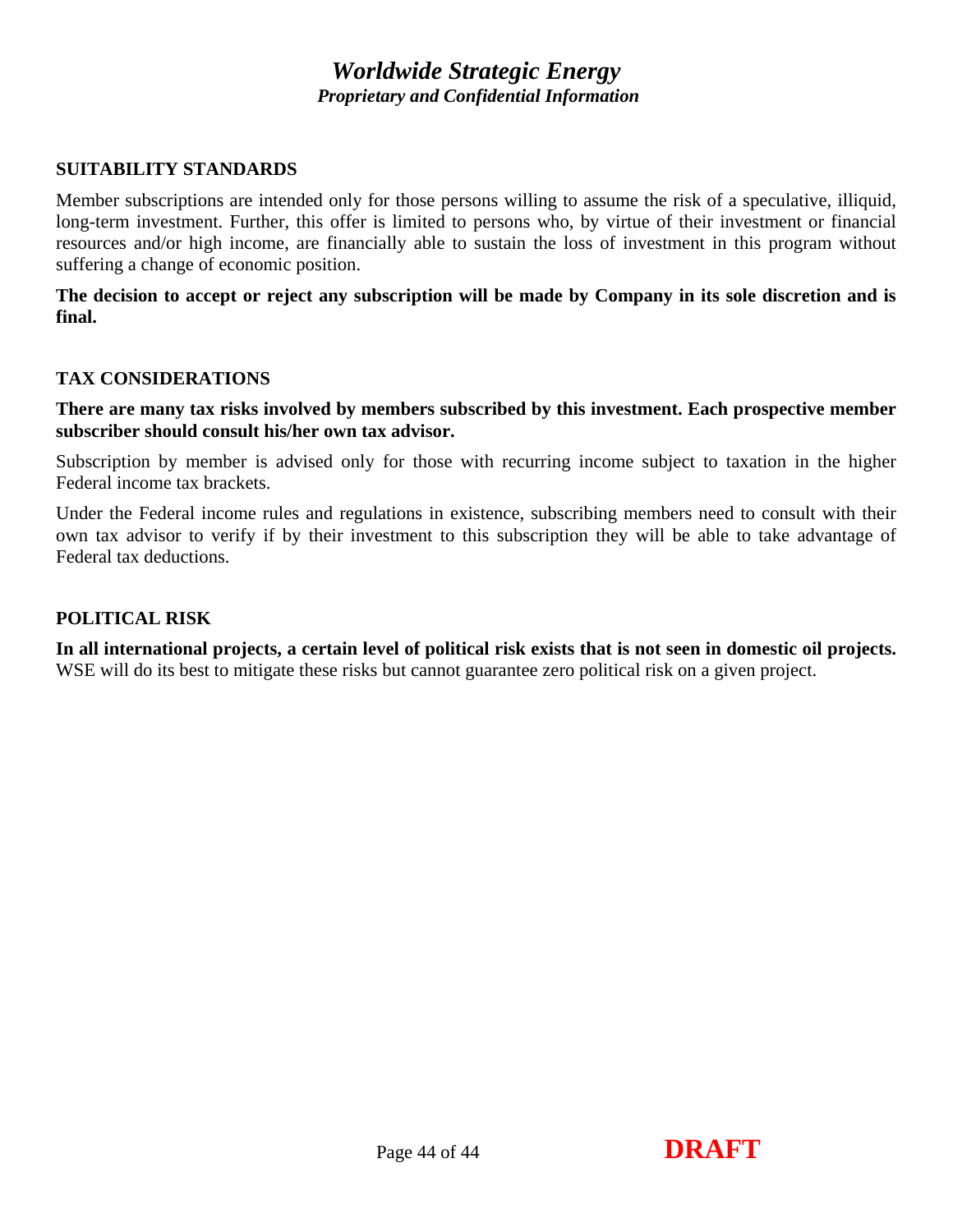## SUITABILITY STANDARDS

Member subscriptions are intended only for those persons willing to assume the risk of a speculative, illiquid, long-term investment. Further, this offer is limited to persons who, by virtue of their investment or financial resources and/or high income, are financially able to sustain the loss of investment in this program without suffering a change of economic position.

**The decision to accept or reject any subscription will be made by Company in its sole discretion and is final.**

## TAX CONSIDERATIONS

**There are many tax risks involved by members subscribed by this investment. Each prospective member subscriber should consult his/her own tax advisor.**

Subscription by member is advised only for those with recurring income subject to taxation in the higher Federal income tax brackets.

Under the Federal income rules and regulations in existence, subscribing members need to consult with their own tax advisor to verify if by their investment to this subscription they will be able to take advantage of Federal tax deductions.

## POLITICAL RISK

**In all international projects, a certain level of political risk exists that is not seen in domestic oil projects.** WSE will do its best to mitigate these risks but cannot guarantee zero political risk on a given project.

**DRAFT**